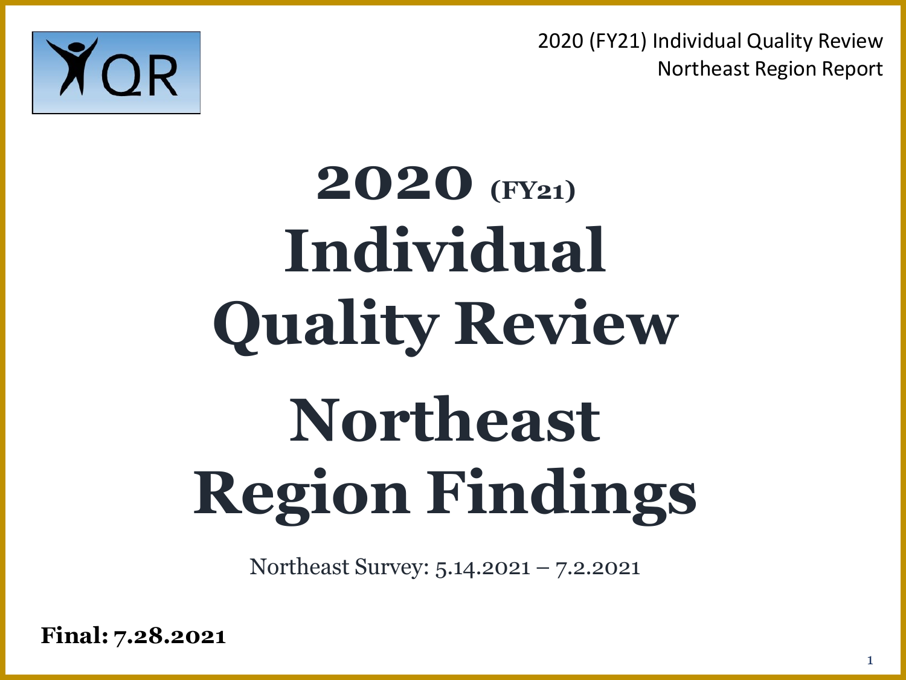# 2020 (FY21) Individual Quality Review

# Northeast Region Findings

Northeast Survey: 5.14.2021 – 7.2.2021

**Final: 7.28.2021**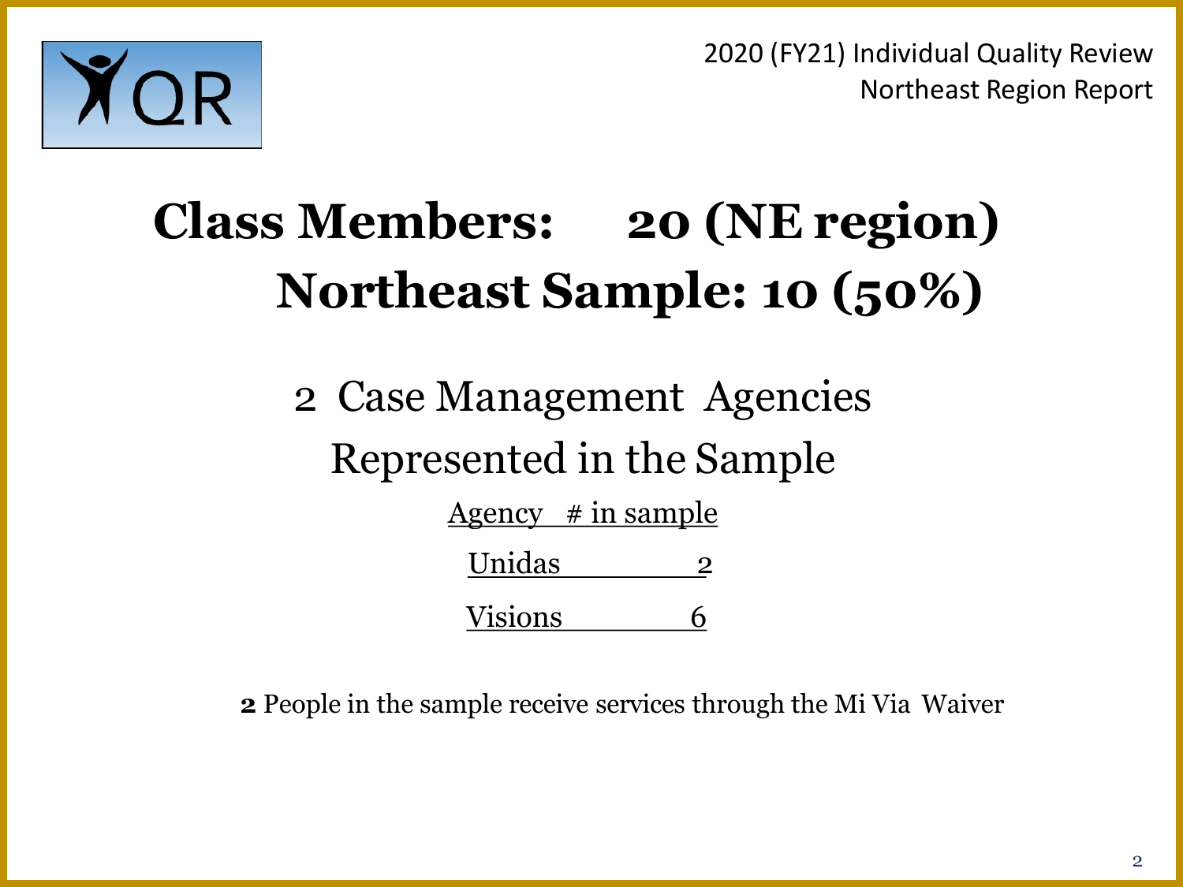# Class Members: 20 (NE region)
# Northeast Sample: 10 (50%)

## 2 Case Management Agencies Represented in the Sample

| Agency | # in sample |
|---|---|
| Unidas | 2 |
| Visions | 6 |

**2** People in the sample receive services through the Mi Via Waiver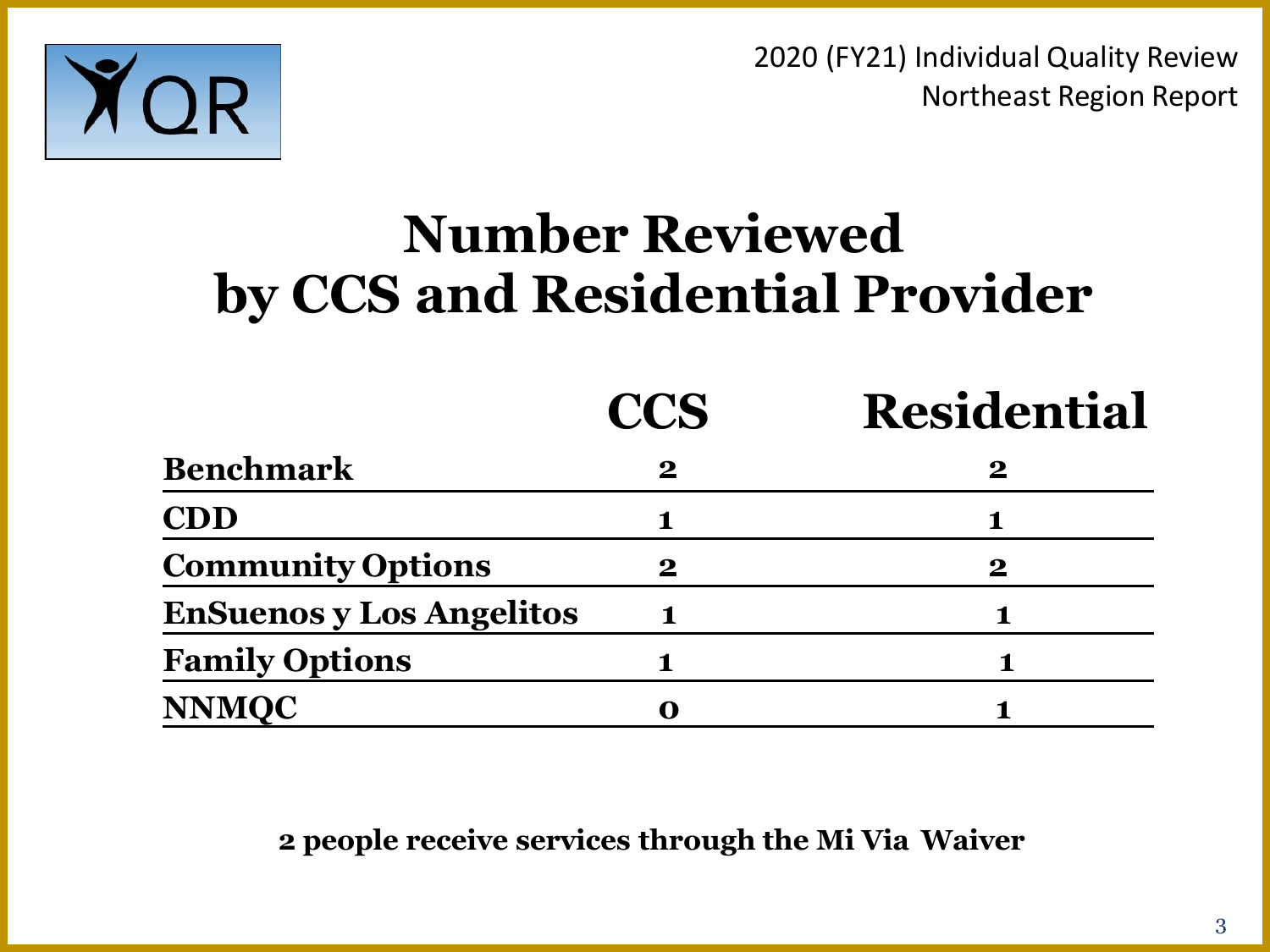# Number Reviewed by CCS and Residential Provider

| | CCS | Residential |
|---|---|---|
| Benchmark | 2 | 2 |
| CDD | 1 | 1 |
| Community Options | 2 | 2 |
| EnSuenos y Los Angelitos | 1 | 1 |
| Family Options | 1 | 1 |
| NNMQC | 0 | 1 |

**2 people receive services through the Mi Via Waiver**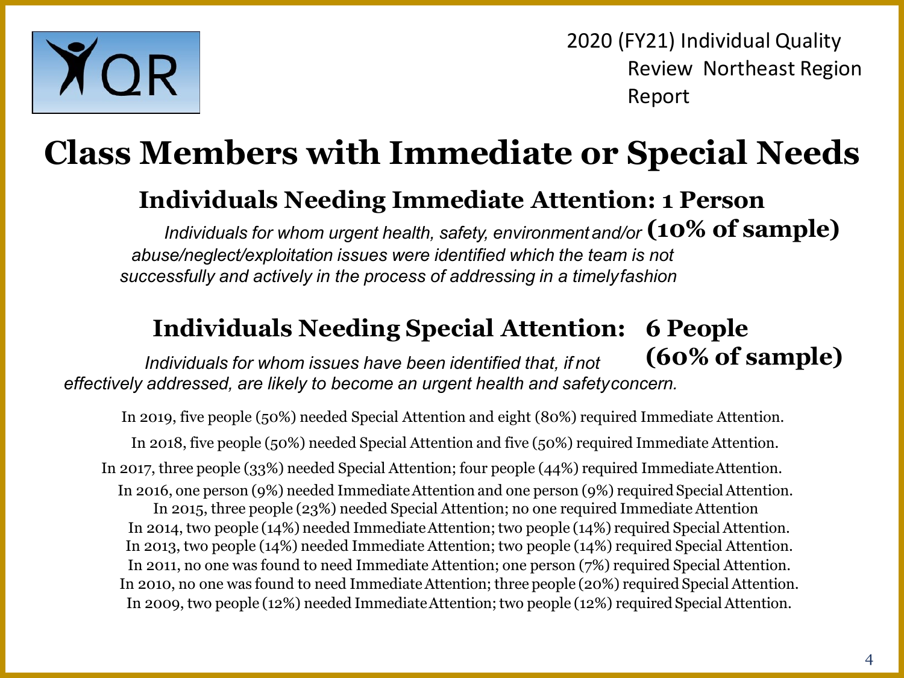2020 (FY21) Individual Quality Review Northeast Region Report

# Class Members with Immediate or Special Needs

## Individuals Needing Immediate Attention: 1 Person (10% of sample)

*Individuals for whom urgent health, safety, environment and/or abuse/neglect/exploitation issues were identified which the team is not successfully and actively in the process of addressing in a timely fashion*

## Individuals Needing Special Attention: 6 People (60% of sample)

*Individuals for whom issues have been identified that, if not effectively addressed, are likely to become an urgent health and safety concern.*

In 2019, five people (50%) needed Special Attention and eight (80%) required Immediate Attention.

In 2018, five people (50%) needed Special Attention and five (50%) required Immediate Attention.

In 2017, three people (33%) needed Special Attention; four people (44%) required Immediate Attention.

In 2016, one person (9%) needed Immediate Attention and one person (9%) required Special Attention.

In 2015, three people (23%) needed Special Attention; no one required Immediate Attention

In 2014, two people (14%) needed Immediate Attention; two people (14%) required Special Attention.

In 2013, two people (14%) needed Immediate Attention; two people (14%) required Special Attention.

In 2011, no one was found to need Immediate Attention; one person (7%) required Special Attention.

In 2010, no one was found to need Immediate Attention; three people (20%) required Special Attention.

In 2009, two people (12%) needed Immediate Attention; two people (12%) required Special Attention.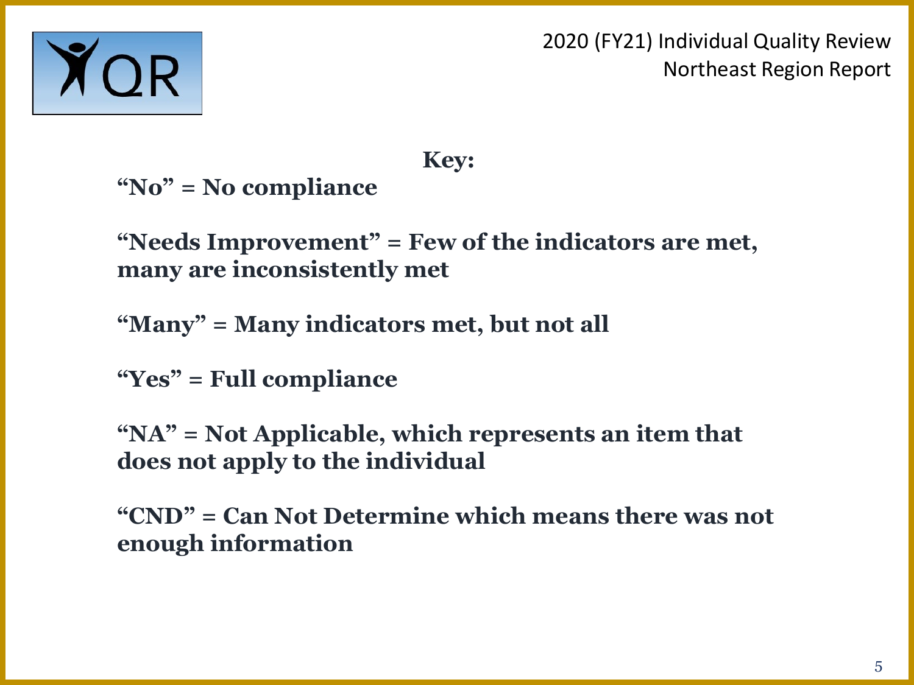**Key:**

**"No" = No compliance**

**"Needs Improvement" = Few of the indicators are met, many are inconsistently met**

**"Many" = Many indicators met, but not all**

**"Yes" = Full compliance**

**"NA" = Not Applicable, which represents an item that does not apply to the individual**

**"CND" = Can Not Determine which means there was not enough information**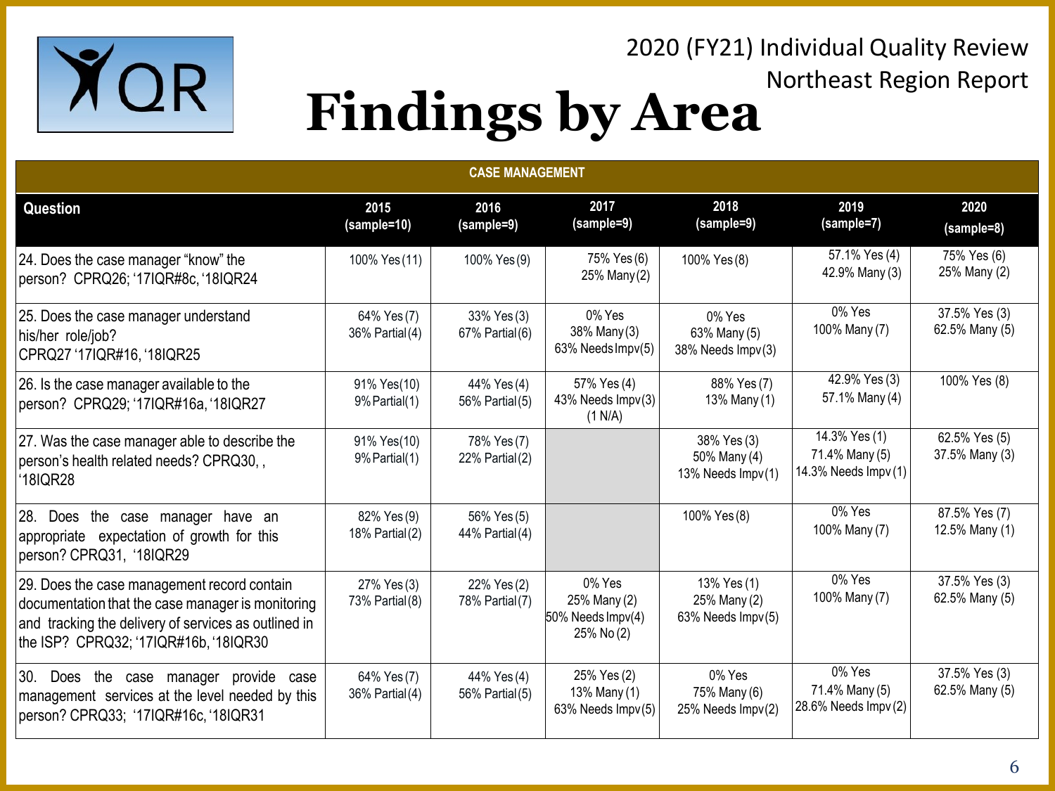2020 (FY21) Individual Quality Review
Northeast Region Report

# Findings by Area

| CASE MANAGEMENT | | | | | | |
|---|---|---|---|---|---|---|
| **Question** | **2015 (sample=10)** | **2016 (sample=9)** | **2017 (sample=9)** | **2018 (sample=9)** | **2019 (sample=7)** | **2020 (sample=8)** |
| 24. Does the case manager "know" the person? CPRQ26; '17IQR#8c, '18IQR24 | 100% Yes (11) | 100% Yes (9) | 75% Yes (6)<br>25% Many (2) | 100% Yes (8) | 57.1% Yes (4)<br>42.9% Many (3) | 75% Yes (6)<br>25% Many (2) |
| 25. Does the case manager understand his/her role/job? CPRQ27 '17IQR#16, '18IQR25 | 64% Yes (7)<br>36% Partial (4) | 33% Yes (3)<br>67% Partial (6) | 0% Yes<br>38% Many (3)<br>63% Needs Impv (5) | 0% Yes<br>63% Many (5)<br>38% Needs Impv (3) | 0% Yes<br>100% Many (7) | 37.5% Yes (3)<br>62.5% Many (5) |
| 26. Is the case manager available to the person? CPRQ29; '17IQR#16a, '18IQR27 | 91% Yes (10)<br>9% Partial (1) | 44% Yes (4)<br>56% Partial (5) | 57% Yes (4)<br>43% Needs Impv (3)<br>(1 N/A) | 88% Yes (7)<br>13% Many (1) | 42.9% Yes (3)<br>57.1% Many (4) | 100% Yes (8) |
| 27. Was the case manager able to describe the person's health related needs? CPRQ30, , '18IQR28 | 91% Yes (10)<br>9% Partial (1) | 78% Yes (7)<br>22% Partial (2) | | 38% Yes (3)<br>50% Many (4)<br>13% Needs Impv (1) | 14.3% Yes (1)<br>71.4% Many (5)<br>14.3% Needs Impv (1) | 62.5% Yes (5)<br>37.5% Many (3) |
| 28. Does the case manager have an appropriate expectation of growth for this person? CPRQ31, '18IQR29 | 82% Yes (9)<br>18% Partial (2) | 56% Yes (5)<br>44% Partial (4) | | 100% Yes (8) | 0% Yes<br>100% Many (7) | 87.5% Yes (7)<br>12.5% Many (1) |
| 29. Does the case management record contain documentation that the case manager is monitoring and tracking the delivery of services as outlined in the ISP? CPRQ32; '17IQR#16b, '18IQR30 | 27% Yes (3)<br>73% Partial (8) | 22% Yes (2)<br>78% Partial (7) | 0% Yes<br>25% Many (2)<br>50% Needs Impv (4)<br>25% No (2) | 13% Yes (1)<br>25% Many (2)<br>63% Needs Impv (5) | 0% Yes<br>100% Many (7) | 37.5% Yes (3)<br>62.5% Many (5) |
| 30. Does the case manager provide case management services at the level needed by this person? CPRQ33; '17IQR#16c, '18IQR31 | 64% Yes (7)<br>36% Partial (4) | 44% Yes (4)<br>56% Partial (5) | 25% Yes (2)<br>13% Many (1)<br>63% Needs Impv (5) | 0% Yes<br>75% Many (6)<br>25% Needs Impv (2) | 0% Yes<br>71.4% Many (5)<br>28.6% Needs Impv (2) | 37.5% Yes (3)<br>62.5% Many (5) |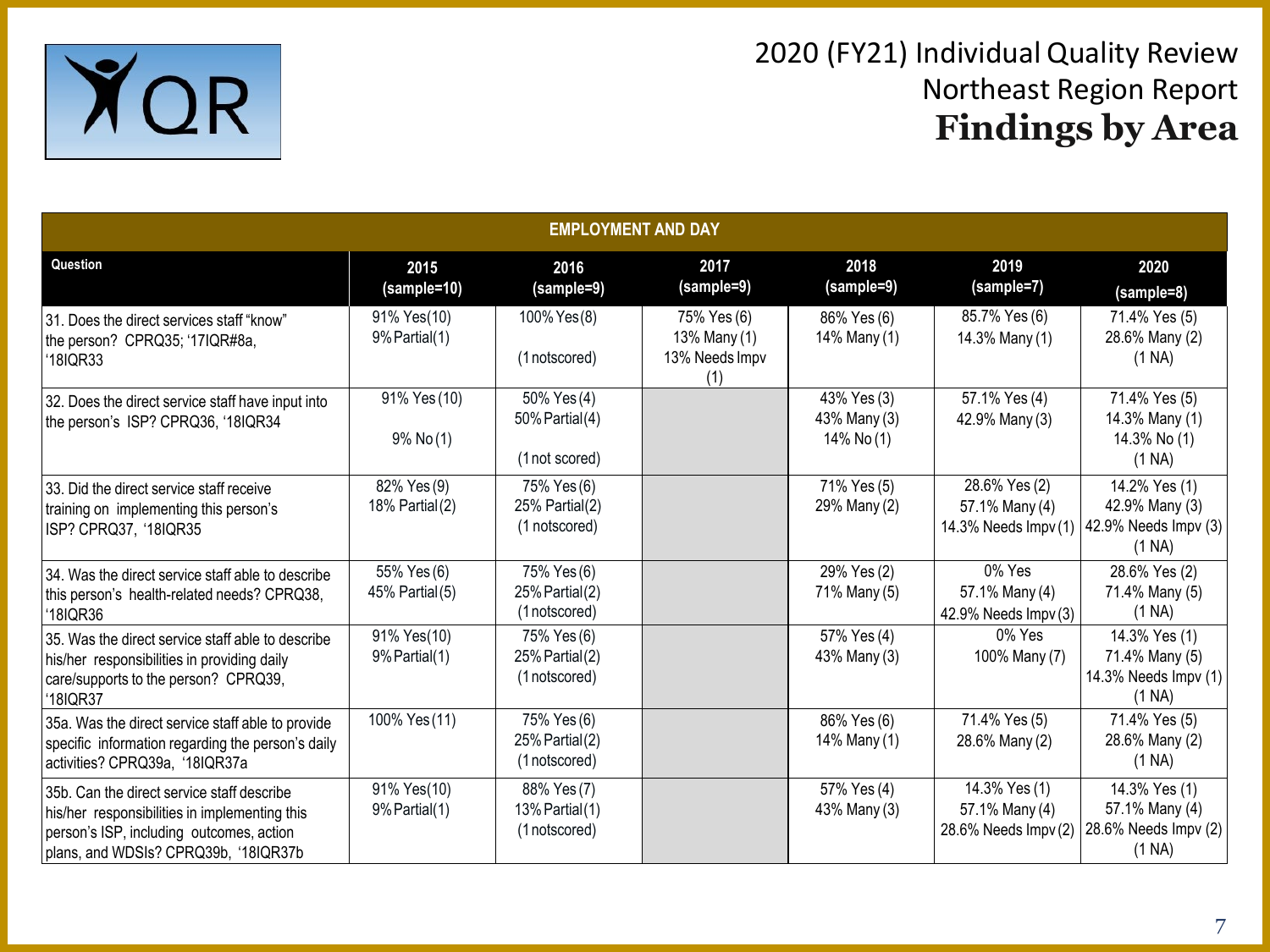# 2020 (FY21) Individual Quality Review Northeast Region Report

## Findings by Area

| EMPLOYMENT AND DAY | | | | | | |
|---|---|---|---|---|---|---|
| **Question** | **2015 (sample=10)** | **2016 (sample=9)** | **2017 (sample=9)** | **2018 (sample=9)** | **2019 (sample=7)** | **2020 (sample=8)** |
| 31. Does the direct services staff "know" the person? CPRQ35; '17IQR#8a, '18IQR33 | 91% Yes(10) 9% Partial(1) | 100% Yes(8) (1 notscored) | 75% Yes (6) 13% Many (1) 13% Needs Impv (1) | 86% Yes (6) 14% Many (1) | 85.7% Yes (6) 14.3% Many (1) | 71.4% Yes (5) 28.6% Many (2) (1 NA) |
| 32. Does the direct service staff have input into the person's ISP? CPRQ36, '18IQR34 | 91% Yes (10) 9% No (1) | 50% Yes (4) 50% Partial (4) (1 not scored) | | 43% Yes (3) 43% Many (3) 14% No (1) | 57.1% Yes (4) 42.9% Many (3) | 71.4% Yes (5) 14.3% Many (1) 14.3% No (1) (1 NA) |
| 33. Did the direct service staff receive training on implementing this person's ISP? CPRQ37, '18IQR35 | 82% Yes (9) 18% Partial (2) | 75% Yes (6) 25% Partial (2) (1 notscored) | | 71% Yes (5) 29% Many (2) | 28.6% Yes (2) 57.1% Many (4) 14.3% Needs Impv (1) | 14.2% Yes (1) 42.9% Many (3) 42.9% Needs Impv (3) (1 NA) |
| 34. Was the direct service staff able to describe this person's health-related needs? CPRQ38, '18IQR36 | 55% Yes (6) 45% Partial (5) | 75% Yes (6) 25% Partial (2) (1 notscored) | | 29% Yes (2) 71% Many (5) | 0% Yes 57.1% Many (4) 42.9% Needs Impv (3) | 28.6% Yes (2) 71.4% Many (5) (1 NA) |
| 35. Was the direct service staff able to describe his/her responsibilities in providing daily care/supports to the person? CPRQ39, '18IQR37 | 91% Yes(10) 9% Partial(1) | 75% Yes (6) 25% Partial (2) (1 notscored) | | 57% Yes (4) 43% Many (3) | 0% Yes 100% Many (7) | 14.3% Yes (1) 71.4% Many (5) 14.3% Needs Impv (1) (1 NA) |
| 35a. Was the direct service staff able to provide specific information regarding the person's daily activities? CPRQ39a, '18IQR37a | 100% Yes (11) | 75% Yes (6) 25% Partial (2) (1 notscored) | | 86% Yes (6) 14% Many (1) | 71.4% Yes (5) 28.6% Many (2) | 71.4% Yes (5) 28.6% Many (2) (1 NA) |
| 35b. Can the direct service staff describe his/her responsibilities in implementing this person's ISP, including outcomes, action plans, and WDSIs? CPRQ39b, '18IQR37b | 91% Yes(10) 9% Partial(1) | 88% Yes (7) 13% Partial (1) (1 notscored) | | 57% Yes (4) 43% Many (3) | 14.3% Yes (1) 57.1% Many (4) 28.6% Needs Impv (2) | 14.3% Yes (1) 57.1% Many (4) 28.6% Needs Impv (2) (1 NA) |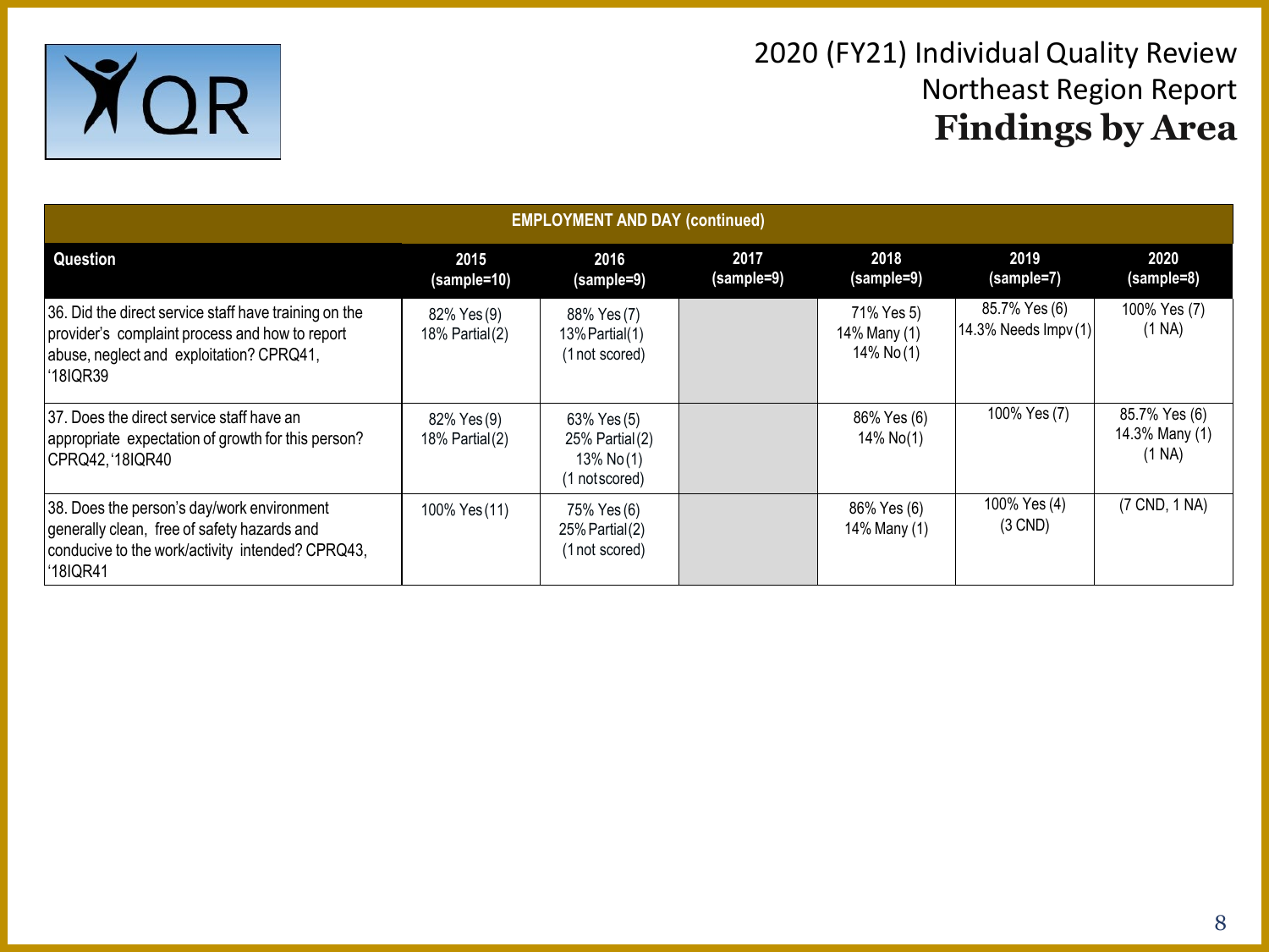# 2020 (FY21) Individual Quality Review
## Northeast Region Report
## Findings by Area

| EMPLOYMENT AND DAY (continued) | | | | | | |
|---|---|---|---|---|---|---|
| **Question** | **2015 (sample=10)** | **2016 (sample=9)** | **2017 (sample=9)** | **2018 (sample=9)** | **2019 (sample=7)** | **2020 (sample=8)** |
| 36. Did the direct service staff have training on the provider's complaint process and how to report abuse, neglect and exploitation? CPRQ41, '18IQR39 | 82% Yes (9) 18% Partial (2) | 88% Yes (7) 13% Partial (1) (1 not scored) | | 71% Yes 5) 14% Many (1) 14% No (1) | 85.7% Yes (6) 14.3% Needs Impv (1) | 100% Yes (7) (1 NA) |
| 37. Does the direct service staff have an appropriate expectation of growth for this person? CPRQ42, '18IQR40 | 82% Yes (9) 18% Partial (2) | 63% Yes (5) 25% Partial (2) 13% No (1) (1 not scored) | | 86% Yes (6) 14% No (1) | 100% Yes (7) | 85.7% Yes (6) 14.3% Many (1) (1 NA) |
| 38. Does the person's day/work environment generally clean, free of safety hazards and conducive to the work/activity intended? CPRQ43, '18IQR41 | 100% Yes (11) | 75% Yes (6) 25% Partial (2) (1 not scored) | | 86% Yes (6) 14% Many (1) | 100% Yes (4) (3 CND) | (7 CND, 1 NA) |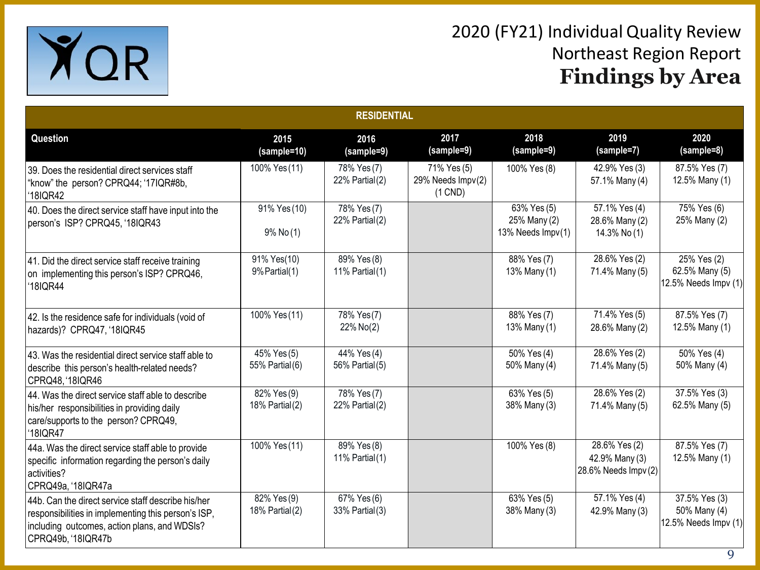# 2020 (FY21) Individual Quality Review
## Northeast Region Report
## Findings by Area

| RESIDENTIAL | | | | | | |
|---|---|---|---|---|---|---|
| **Question** | **2015 (sample=10)** | **2016 (sample=9)** | **2017 (sample=9)** | **2018 (sample=9)** | **2019 (sample=7)** | **2020 (sample=8)** |
| 39. Does the residential direct services staff "know" the person? CPRQ44; '17IQR#8b, '18IQR42 | 100% Yes (11) | 78% Yes (7)<br>22% Partial (2) | 71% Yes (5)<br>29% Needs Impv (2)<br>(1 CND) | 100% Yes (8) | 42.9% Yes (3)<br>57.1% Many (4) | 87.5% Yes (7)<br>12.5% Many (1) |
| 40. Does the direct service staff have input into the person's ISP? CPRQ45, '18IQR43 | 91% Yes (10)<br>9% No (1) | 78% Yes (7)<br>22% Partial (2) | | 63% Yes (5)<br>25% Many (2)<br>13% Needs Impv (1) | 57.1% Yes (4)<br>28.6% Many (2)<br>14.3% No (1) | 75% Yes (6)<br>25% Many (2) |
| 41. Did the direct service staff receive training on implementing this person's ISP? CPRQ46, '18IQR44 | 91% Yes (10)<br>9% Partial (1) | 89% Yes (8)<br>11% Partial (1) | | 88% Yes (7)<br>13% Many (1) | 28.6% Yes (2)<br>71.4% Many (5) | 25% Yes (2)<br>62.5% Many (5)<br>12.5% Needs Impv (1) |
| 42. Is the residence safe for individuals (void of hazards)? CPRQ47, '18IQR45 | 100% Yes (11) | 78% Yes (7)<br>22% No (2) | | 88% Yes (7)<br>13% Many (1) | 71.4% Yes (5)<br>28.6% Many (2) | 87.5% Yes (7)<br>12.5% Many (1) |
| 43. Was the residential direct service staff able to describe this person's health-related needs? CPRQ48, '18IQR46 | 45% Yes (5)<br>55% Partial (6) | 44% Yes (4)<br>56% Partial (5) | | 50% Yes (4)<br>50% Many (4) | 28.6% Yes (2)<br>71.4% Many (5) | 50% Yes (4)<br>50% Many (4) |
| 44. Was the direct service staff able to describe his/her responsibilities in providing daily care/supports to the person? CPRQ49, '18IQR47 | 82% Yes (9)<br>18% Partial (2) | 78% Yes (7)<br>22% Partial (2) | | 63% Yes (5)<br>38% Many (3) | 28.6% Yes (2)<br>71.4% Many (5) | 37.5% Yes (3)<br>62.5% Many (5) |
| 44a. Was the direct service staff able to provide specific information regarding the person's daily activities? CPRQ49a, '18IQR47a | 100% Yes (11) | 89% Yes (8)<br>11% Partial (1) | | 100% Yes (8) | 28.6% Yes (2)<br>42.9% Many (3)<br>28.6% Needs Impv (2) | 87.5% Yes (7)<br>12.5% Many (1) |
| 44b. Can the direct service staff describe his/her responsibilities in implementing this person's ISP, including outcomes, action plans, and WDSIs? CPRQ49b, '18IQR47b | 82% Yes (9)<br>18% Partial (2) | 67% Yes (6)<br>33% Partial (3) | | 63% Yes (5)<br>38% Many (3) | 57.1% Yes (4)<br>42.9% Many (3) | 37.5% Yes (3)<br>50% Many (4)<br>12.5% Needs Impv (1) |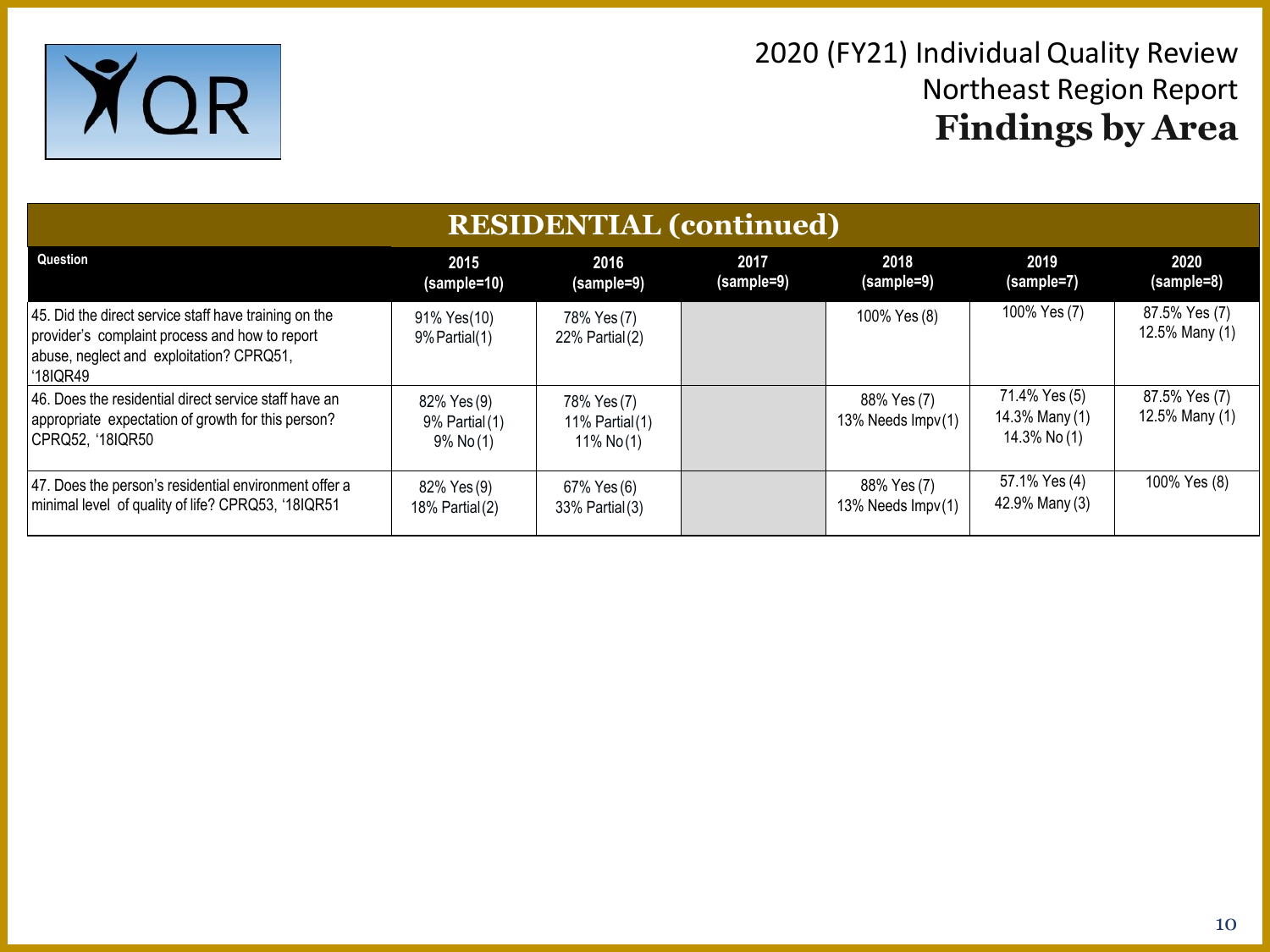2020 (FY21) Individual Quality Review
Northeast Region Report
**Findings by Area**

## RESIDENTIAL (continued)

| Question | 2015 (sample=10) | 2016 (sample=9) | 2017 (sample=9) | 2018 (sample=9) | 2019 (sample=7) | 2020 (sample=8) |
|---|---|---|---|---|---|---|
| 45. Did the direct service staff have training on the provider's complaint process and how to report abuse, neglect and exploitation? CPRQ51, '18IQR49 | 91% Yes(10) 9% Partial(1) | 78% Yes (7) 22% Partial (2) | | 100% Yes (8) | 100% Yes (7) | 87.5% Yes (7) 12.5% Many (1) |
| 46. Does the residential direct service staff have an appropriate expectation of growth for this person? CPRQ52, '18IQR50 | 82% Yes (9) 9% Partial (1) 9% No (1) | 78% Yes (7) 11% Partial (1) 11% No (1) | | 88% Yes (7) 13% Needs Impv (1) | 71.4% Yes (5) 14.3% Many (1) 14.3% No (1) | 87.5% Yes (7) 12.5% Many (1) |
| 47. Does the person's residential environment offer a minimal level of quality of life? CPRQ53, '18IQR51 | 82% Yes (9) 18% Partial (2) | 67% Yes (6) 33% Partial (3) | | 88% Yes (7) 13% Needs Impv (1) | 57.1% Yes (4) 42.9% Many (3) | 100% Yes (8) |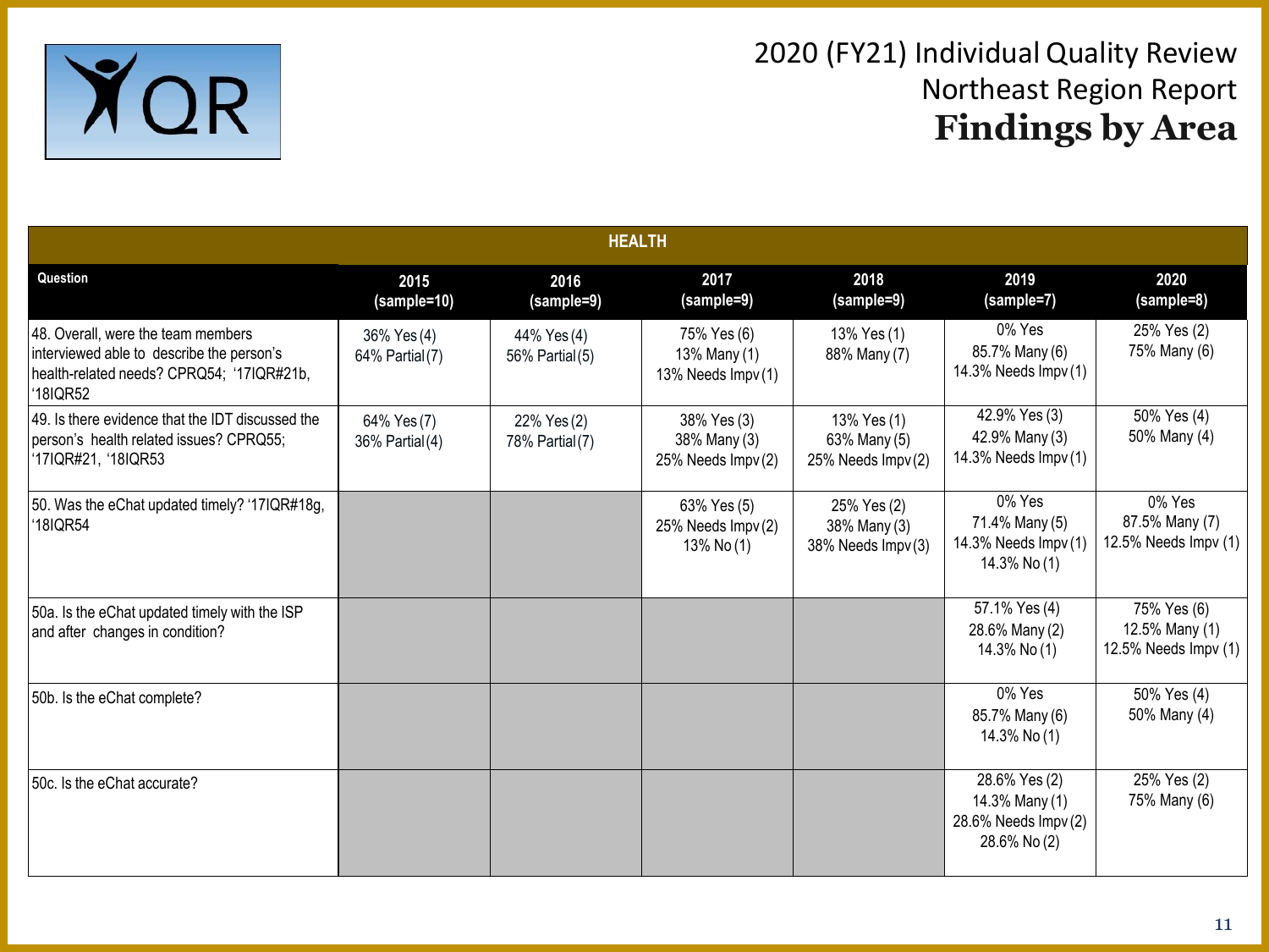# 2020 (FY21) Individual Quality Review

## Northeast Region Report

## **Findings by Area**

| HEALTH | | | | | | |
|---|---|---|---|---|---|---|
| **Question** | **2015 (sample=10)** | **2016 (sample=9)** | **2017 (sample=9)** | **2018 (sample=9)** | **2019 (sample=7)** | **2020 (sample=8)** |
| 48. Overall, were the team members interviewed able to describe the person's health-related needs? CPRQ54; '17IQR#21b, '18IQR52 | 36% Yes (4) 64% Partial (7) | 44% Yes (4) 56% Partial (5) | 75% Yes (6) 13% Many (1) 13% Needs Impv (1) | 13% Yes (1) 88% Many (7) | 0% Yes 85.7% Many (6) 14.3% Needs Impv (1) | 25% Yes (2) 75% Many (6) |
| 49. Is there evidence that the IDT discussed the person's health related issues? CPRQ55; '17IQR#21, '18IQR53 | 64% Yes (7) 36% Partial (4) | 22% Yes (2) 78% Partial (7) | 38% Yes (3) 38% Many (3) 25% Needs Impv (2) | 13% Yes (1) 63% Many (5) 25% Needs Impv (2) | 42.9% Yes (3) 42.9% Many (3) 14.3% Needs Impv (1) | 50% Yes (4) 50% Many (4) |
| 50. Was the eChat updated timely? '17IQR#18g, '18IQR54 | | | 63% Yes (5) 25% Needs Impv (2) 13% No (1) | 25% Yes (2) 38% Many (3) 38% Needs Impv (3) | 0% Yes 71.4% Many (5) 14.3% Needs Impv (1) 14.3% No (1) | 0% Yes 87.5% Many (7) 12.5% Needs Impv (1) |
| 50a. Is the eChat updated timely with the ISP and after changes in condition? | | | | | 57.1% Yes (4) 28.6% Many (2) 14.3% No (1) | 75% Yes (6) 12.5% Many (1) 12.5% Needs Impv (1) |
| 50b. Is the eChat complete? | | | | | 0% Yes 85.7% Many (6) 14.3% No (1) | 50% Yes (4) 50% Many (4) |
| 50c. Is the eChat accurate? | | | | | 28.6% Yes (2) 14.3% Many (1) 28.6% Needs Impv (2) 28.6% No (2) | 25% Yes (2) 75% Many (6) |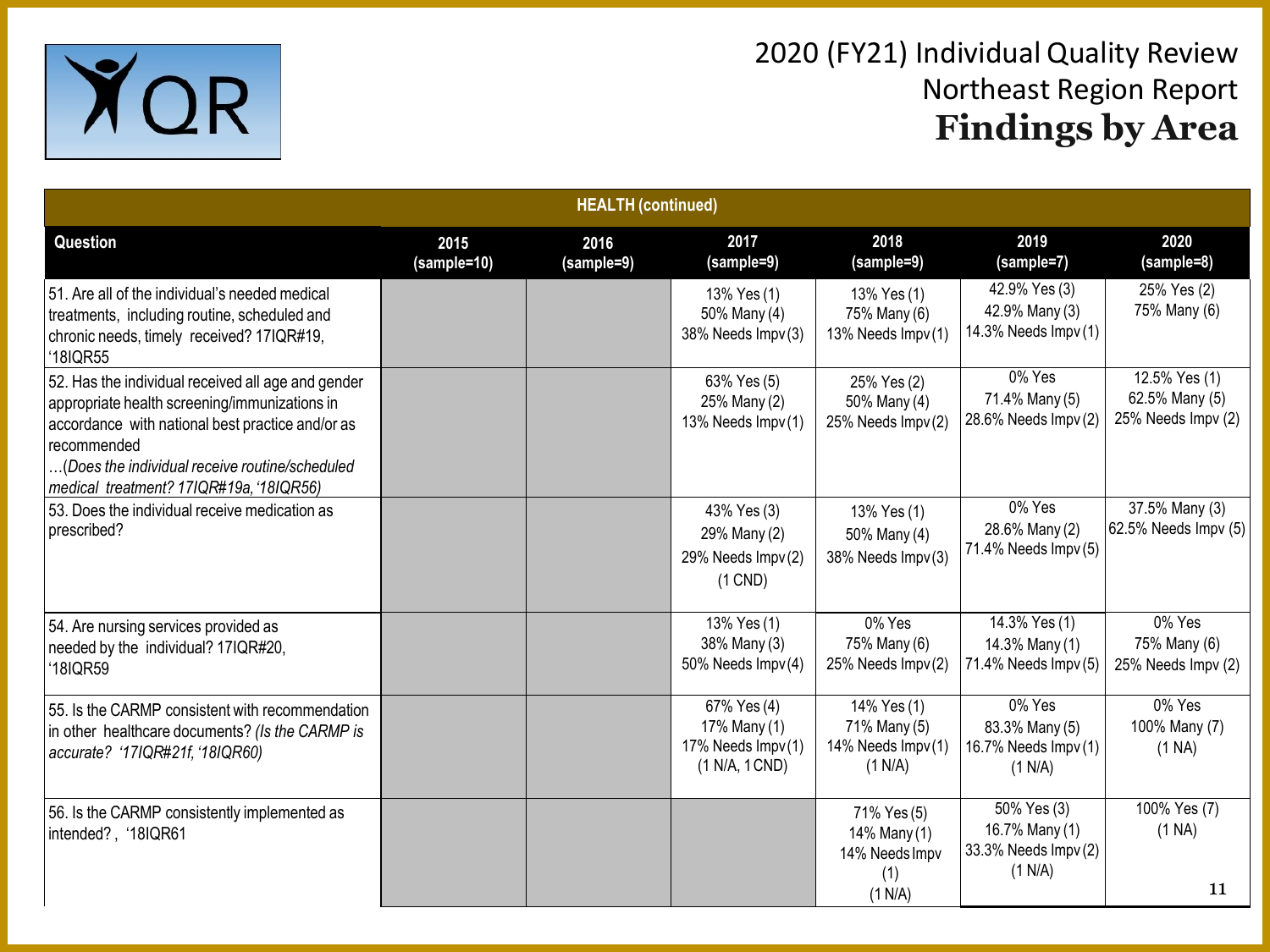# 2020 (FY21) Individual Quality Review
## Northeast Region Report
## Findings by Area

| HEALTH (continued) | | | | | | |
|---|---|---|---|---|---|---|
| **Question** | **2015 (sample=10)** | **2016 (sample=9)** | **2017 (sample=9)** | **2018 (sample=9)** | **2019 (sample=7)** | **2020 (sample=8)** |
| 51. Are all of the individual's needed medical treatments, including routine, scheduled and chronic needs, timely received? 17IQR#19, '18IQR55 | | | 13% Yes (1) 50% Many (4) 38% Needs Impv (3) | 13% Yes (1) 75% Many (6) 13% Needs Impv (1) | 42.9% Yes (3) 42.9% Many (3) 14.3% Needs Impv (1) | 25% Yes (2) 75% Many (6) |
| 52. Has the individual received all age and gender appropriate health screening/immunizations in accordance with national best practice and/or as recommended …*(Does the individual receive routine/scheduled medical treatment? 17IQR#19a, '18IQR56)* | | | 63% Yes (5) 25% Many (2) 13% Needs Impv (1) | 25% Yes (2) 50% Many (4) 25% Needs Impv (2) | 0% Yes 71.4% Many (5) 28.6% Needs Impv (2) | 12.5% Yes (1) 62.5% Many (5) 25% Needs Impv (2) |
| 53. Does the individual receive medication as prescribed? | | | 43% Yes (3) 29% Many (2) 29% Needs Impv (2) (1 CND) | 13% Yes (1) 50% Many (4) 38% Needs Impv (3) | 0% Yes 28.6% Many (2) 71.4% Needs Impv (5) | 37.5% Many (3) 62.5% Needs Impv (5) |
| 54. Are nursing services provided as needed by the individual? 17IQR#20, '18IQR59 | | | 13% Yes (1) 38% Many (3) 50% Needs Impv (4) | 0% Yes 75% Many (6) 25% Needs Impv (2) | 14.3% Yes (1) 14.3% Many (1) 71.4% Needs Impv (5) | 0% Yes 75% Many (6) 25% Needs Impv (2) |
| 55. Is the CARMP consistent with recommendation in other healthcare documents? *(Is the CARMP is accurate? '17IQR#21f, '18IQR60)* | | | 67% Yes (4) 17% Many (1) 17% Needs Impv (1) (1 N/A, 1 CND) | 14% Yes (1) 71% Many (5) 14% Needs Impv (1) (1 N/A) | 0% Yes 83.3% Many (5) 16.7% Needs Impv (1) (1 N/A) | 0% Yes 100% Many (7) (1 NA) |
| 56. Is the CARMP consistently implemented as intended?, '18IQR61 | | | | 71% Yes (5) 14% Many (1) 14% Needs Impv (1) (1 N/A) | 50% Yes (3) 16.7% Many (1) 33.3% Needs Impv (2) (1 N/A) | 100% Yes (7) (1 NA) |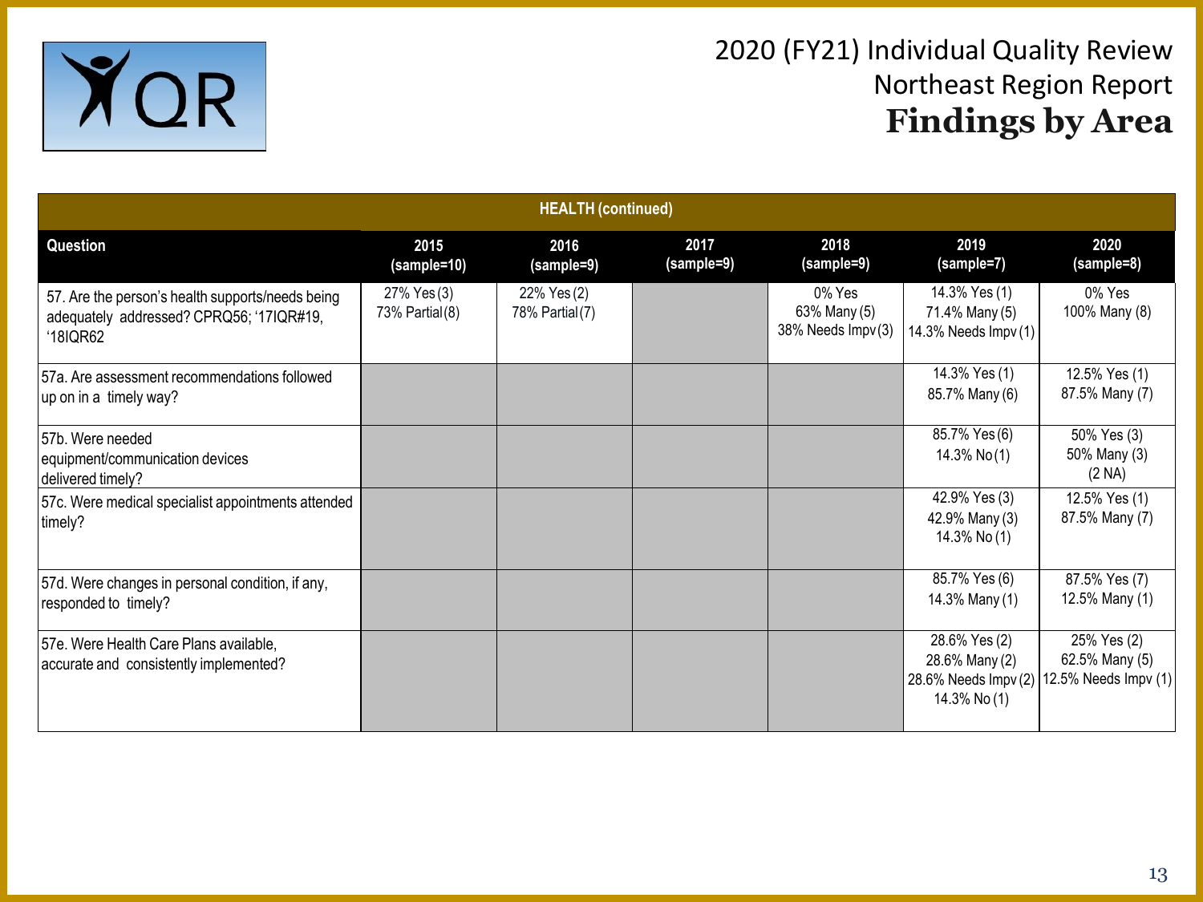# 2020 (FY21) Individual Quality Review
## Northeast Region Report
## Findings by Area

| HEALTH (continued) | | | | | | |
|---|---|---|---|---|---|---|
| **Question** | **2015 (sample=10)** | **2016 (sample=9)** | **2017 (sample=9)** | **2018 (sample=9)** | **2019 (sample=7)** | **2020 (sample=8)** |
| 57. Are the person's health supports/needs being adequately addressed? CPRQ56; '17IQR#19, '18IQR62 | 27% Yes (3) 73% Partial (8) | 22% Yes (2) 78% Partial (7) | | 0% Yes 63% Many (5) 38% Needs Impv (3) | 14.3% Yes (1) 71.4% Many (5) 14.3% Needs Impv (1) | 0% Yes 100% Many (8) |
| 57a. Are assessment recommendations followed up on in a timely way? | | | | | 14.3% Yes (1) 85.7% Many (6) | 12.5% Yes (1) 87.5% Many (7) |
| 57b. Were needed equipment/communication devices delivered timely? | | | | | 85.7% Yes (6) 14.3% No (1) | 50% Yes (3) 50% Many (3) (2 NA) |
| 57c. Were medical specialist appointments attended timely? | | | | | 42.9% Yes (3) 42.9% Many (3) 14.3% No (1) | 12.5% Yes (1) 87.5% Many (7) |
| 57d. Were changes in personal condition, if any, responded to timely? | | | | | 85.7% Yes (6) 14.3% Many (1) | 87.5% Yes (7) 12.5% Many (1) |
| 57e. Were Health Care Plans available, accurate and consistently implemented? | | | | | 28.6% Yes (2) 28.6% Many (2) 28.6% Needs Impv (2) 14.3% No (1) | 25% Yes (2) 62.5% Many (5) 12.5% Needs Impv (1) |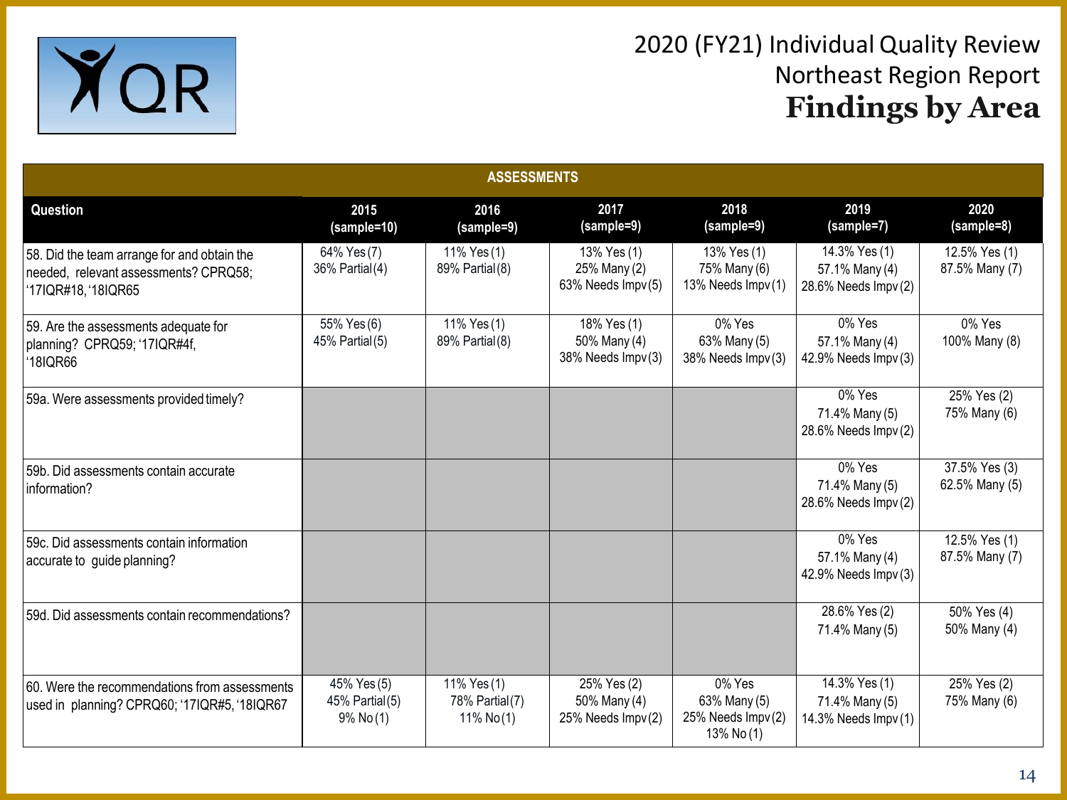# 2020 (FY21) Individual Quality Review
## Northeast Region Report
## Findings by Area

| ASSESSMENTS | | | | | | |
|---|---|---|---|---|---|---|
| **Question** | **2015 (sample=10)** | **2016 (sample=9)** | **2017 (sample=9)** | **2018 (sample=9)** | **2019 (sample=7)** | **2020 (sample=8)** |
| 58. Did the team arrange for and obtain the needed, relevant assessments? CPRQ58; '17IQR#18, '18IQR65 | 64% Yes (7) 36% Partial (4) | 11% Yes (1) 89% Partial (8) | 13% Yes (1) 25% Many (2) 63% Needs Impv (5) | 13% Yes (1) 75% Many (6) 13% Needs Impv (1) | 14.3% Yes (1) 57.1% Many (4) 28.6% Needs Impv (2) | 12.5% Yes (1) 87.5% Many (7) |
| 59. Are the assessments adequate for planning? CPRQ59; '17IQR#4f, '18IQR66 | 55% Yes (6) 45% Partial (5) | 11% Yes (1) 89% Partial (8) | 18% Yes (1) 50% Many (4) 38% Needs Impv (3) | 0% Yes 63% Many (5) 38% Needs Impv (3) | 0% Yes 57.1% Many (4) 42.9% Needs Impv (3) | 0% Yes 100% Many (8) |
| 59a. Were assessments provided timely? | | | | | 0% Yes 71.4% Many (5) 28.6% Needs Impv (2) | 25% Yes (2) 75% Many (6) |
| 59b. Did assessments contain accurate information? | | | | | 0% Yes 71.4% Many (5) 28.6% Needs Impv (2) | 37.5% Yes (3) 62.5% Many (5) |
| 59c. Did assessments contain information accurate to guide planning? | | | | | 0% Yes 57.1% Many (4) 42.9% Needs Impv (3) | 12.5% Yes (1) 87.5% Many (7) |
| 59d. Did assessments contain recommendations? | | | | | 28.6% Yes (2) 71.4% Many (5) | 50% Yes (4) 50% Many (4) |
| 60. Were the recommendations from assessments used in planning? CPRQ60; '17IQR#5, '18IQR67 | 45% Yes (5) 45% Partial (5) 9% No (1) | 11% Yes (1) 78% Partial (7) 11% No (1) | 25% Yes (2) 50% Many (4) 25% Needs Impv (2) | 0% Yes 63% Many (5) 25% Needs Impv (2) 13% No (1) | 14.3% Yes (1) 71.4% Many (5) 14.3% Needs Impv (1) | 25% Yes (2) 75% Many (6) |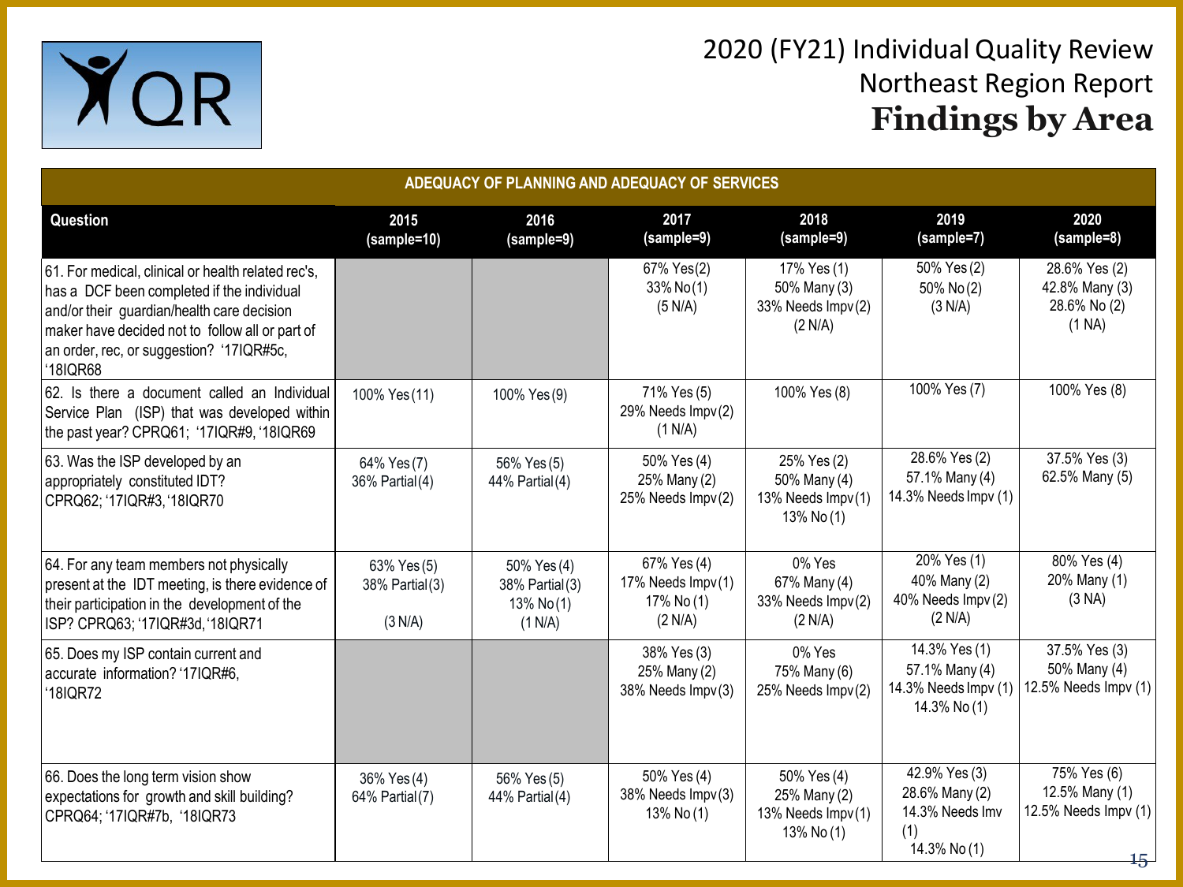# 2020 (FY21) Individual Quality Review
## Northeast Region Report
## **Findings by Area**

| ADEQUACY OF PLANNING AND ADEQUACY OF SERVICES | | | | | | |
|---|---|---|---|---|---|---|
| **Question** | **2015 (sample=10)** | **2016 (sample=9)** | **2017 (sample=9)** | **2018 (sample=9)** | **2019 (sample=7)** | **2020 (sample=8)** |
| 61. For medical, clinical or health related rec's, has a DCF been completed if the individual and/or their guardian/health care decision maker have decided not to follow all or part of an order, rec, or suggestion? '17IQR#5c, '18IQR68 | | | 67% Yes(2) 33% No(1) (5 N/A) | 17% Yes (1) 50% Many (3) 33% Needs Impv (2) (2 N/A) | 50% Yes (2) 50% No (2) (3 N/A) | 28.6% Yes (2) 42.8% Many (3) 28.6% No (2) (1 NA) |
| 62. Is there a document called an Individual Service Plan (ISP) that was developed within the past year? CPRQ61; '17IQR#9, '18IQR69 | 100% Yes (11) | 100% Yes (9) | 71% Yes (5) 29% Needs Impv (2) (1 N/A) | 100% Yes (8) | 100% Yes (7) | 100% Yes (8) |
| 63. Was the ISP developed by an appropriately constituted IDT? CPRQ62; '17IQR#3, '18IQR70 | 64% Yes (7) 36% Partial (4) | 56% Yes (5) 44% Partial (4) | 50% Yes (4) 25% Many (2) 25% Needs Impv (2) | 25% Yes (2) 50% Many (4) 13% Needs Impv (1) 13% No (1) | 28.6% Yes (2) 57.1% Many (4) 14.3% Needs Impv (1) | 37.5% Yes (3) 62.5% Many (5) |
| 64. For any team members not physically present at the IDT meeting, is there evidence of their participation in the development of the ISP? CPRQ63; '17IQR#3d, '18IQR71 | 63% Yes (5) 38% Partial (3) (3 N/A) | 50% Yes (4) 38% Partial (3) 13% No (1) (1 N/A) | 67% Yes (4) 17% Needs Impv (1) 17% No (1) (2 N/A) | 0% Yes 67% Many (4) 33% Needs Impv (2) (2 N/A) | 20% Yes (1) 40% Many (2) 40% Needs Impv (2) (2 N/A) | 80% Yes (4) 20% Many (1) (3 NA) |
| 65. Does my ISP contain current and accurate information? '17IQR#6, '18IQR72 | | | 38% Yes (3) 25% Many (2) 38% Needs Impv (3) | 0% Yes 75% Many (6) 25% Needs Impv (2) | 14.3% Yes (1) 57.1% Many (4) 14.3% Needs Impv (1) 14.3% No (1) | 37.5% Yes (3) 50% Many (4) 12.5% Needs Impv (1) |
| 66. Does the long term vision show expectations for growth and skill building? CPRQ64; '17IQR#7b, '18IQR73 | 36% Yes (4) 64% Partial (7) | 56% Yes (5) 44% Partial (4) | 50% Yes (4) 38% Needs Impv (3) 13% No (1) | 50% Yes (4) 25% Many (2) 13% Needs Impv (1) 13% No (1) | 42.9% Yes (3) 28.6% Many (2) 14.3% Needs Imv (1) 14.3% No (1) | 75% Yes (6) 12.5% Many (1) 12.5% Needs Impv (1) |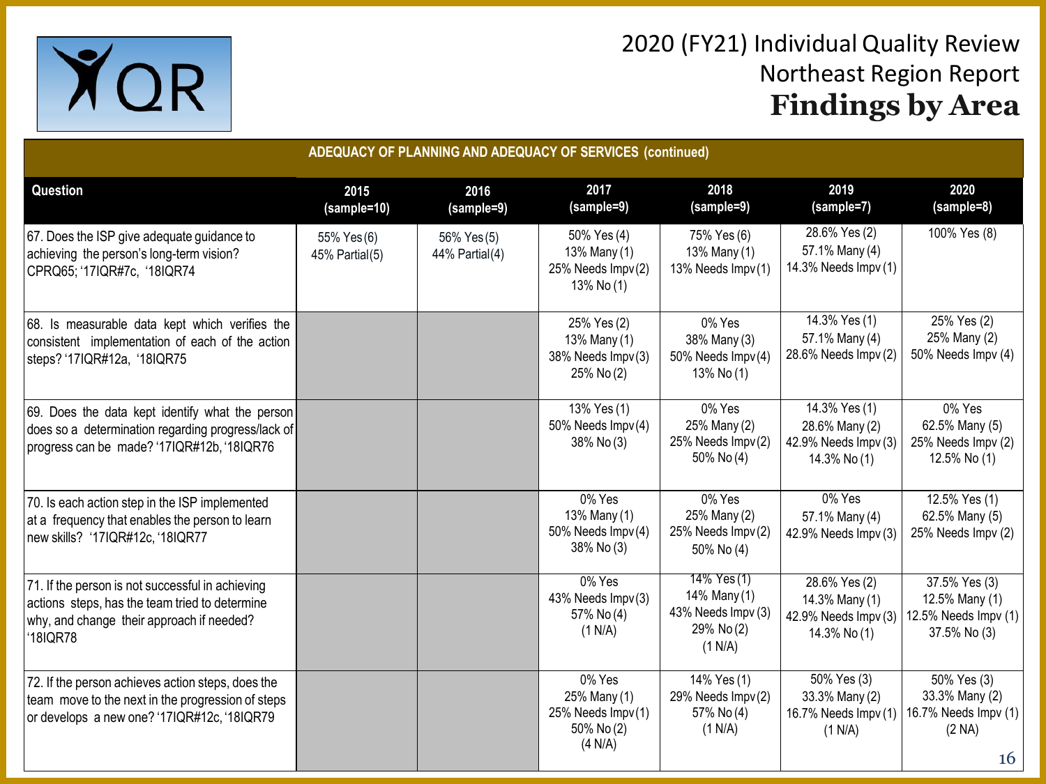# 2020 (FY21) Individual Quality Review
## Northeast Region Report
## Findings by Area

| ADEQUACY OF PLANNING AND ADEQUACY OF SERVICES (continued) | | | | | | |
|---|---|---|---|---|---|---|
| **Question** | **2015 (sample=10)** | **2016 (sample=9)** | **2017 (sample=9)** | **2018 (sample=9)** | **2019 (sample=7)** | **2020 (sample=8)** |
| 67. Does the ISP give adequate guidance to achieving the person's long-term vision? CPRQ65; '17IQR#7c, '18IQR74 | 55% Yes (6) 45% Partial (5) | 56% Yes (5) 44% Partial (4) | 50% Yes (4) 13% Many (1) 25% Needs Impv (2) 13% No (1) | 75% Yes (6) 13% Many (1) 13% Needs Impv (1) | 28.6% Yes (2) 57.1% Many (4) 14.3% Needs Impv (1) | 100% Yes (8) |
| 68. Is measurable data kept which verifies the consistent implementation of each of the action steps? '17IQR#12a, '18IQR75 | | | 25% Yes (2) 13% Many (1) 38% Needs Impv (3) 25% No (2) | 0% Yes 38% Many (3) 50% Needs Impv (4) 13% No (1) | 14.3% Yes (1) 57.1% Many (4) 28.6% Needs Impv (2) | 25% Yes (2) 25% Many (2) 50% Needs Impv (4) |
| 69. Does the data kept identify what the person does so a determination regarding progress/lack of progress can be made? '17IQR#12b, '18IQR76 | | | 13% Yes (1) 50% Needs Impv (4) 38% No (3) | 0% Yes 25% Many (2) 25% Needs Impv (2) 50% No (4) | 14.3% Yes (1) 28.6% Many (2) 42.9% Needs Impv (3) 14.3% No (1) | 0% Yes 62.5% Many (5) 25% Needs Impv (2) 12.5% No (1) |
| 70. Is each action step in the ISP implemented at a frequency that enables the person to learn new skills? '17IQR#12c, '18IQR77 | | | 0% Yes 13% Many (1) 50% Needs Impv (4) 38% No (3) | 0% Yes 25% Many (2) 25% Needs Impv (2) 50% No (4) | 0% Yes 57.1% Many (4) 42.9% Needs Impv (3) | 12.5% Yes (1) 62.5% Many (5) 25% Needs Impv (2) |
| 71. If the person is not successful in achieving actions steps, has the team tried to determine why, and change their approach if needed? '18IQR78 | | | 0% Yes 43% Needs Impv (3) 57% No (4) (1 N/A) | 14% Yes (1) 14% Many (1) 43% Needs Impv (3) 29% No (2) (1 N/A) | 28.6% Yes (2) 14.3% Many (1) 42.9% Needs Impv (3) 14.3% No (1) | 37.5% Yes (3) 12.5% Many (1) 12.5% Needs Impv (1) 37.5% No (3) |
| 72. If the person achieves action steps, does the team move to the next in the progression of steps or develops a new one? '17IQR#12c, '18IQR79 | | | 0% Yes 25% Many (1) 25% Needs Impv (1) 50% No (2) (4 N/A) | 14% Yes (1) 29% Needs Impv (2) 57% No (4) (1 N/A) | 50% Yes (3) 33.3% Many (2) 16.7% Needs Impv (1) (1 N/A) | 50% Yes (3) 33.3% Many (2) 16.7% Needs Impv (1) (2 NA) |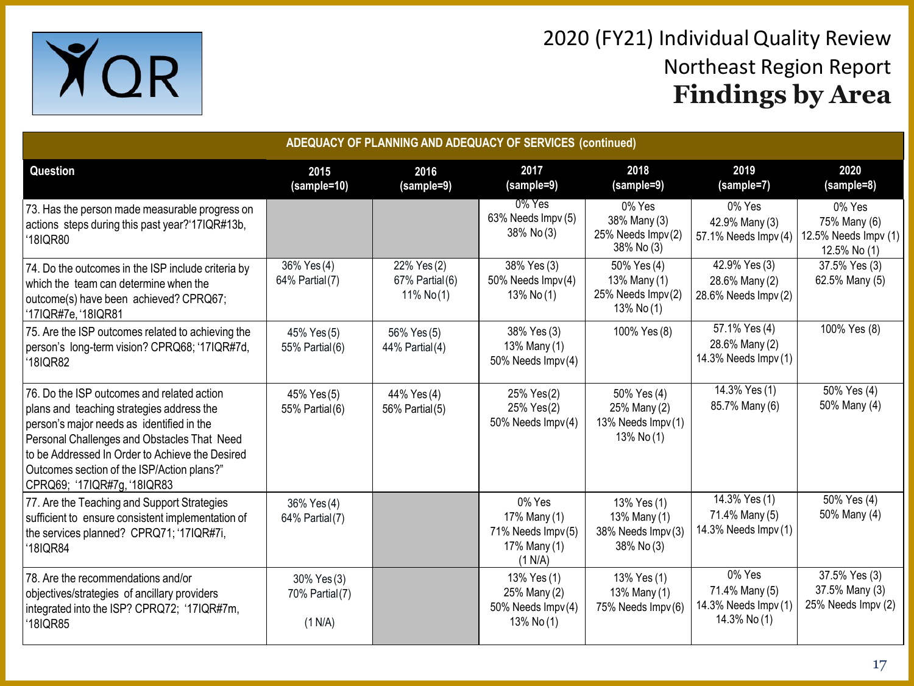# 2020 (FY21) Individual Quality Review
## Northeast Region Report
## **Findings by Area**

| ADEQUACY OF PLANNING AND ADEQUACY OF SERVICES (continued) | | | | | | |
|---|---|---|---|---|---|---|
| **Question** | **2015 (sample=10)** | **2016 (sample=9)** | **2017 (sample=9)** | **2018 (sample=9)** | **2019 (sample=7)** | **2020 (sample=8)** |
| 73. Has the person made measurable progress on actions steps during this past year?'17IQR#13b, '18IQR80 | | | 0% Yes<br>63% Needs Impv (5)<br>38% No (3) | 0% Yes<br>38% Many (3)<br>25% Needs Impv (2)<br>38% No (3) | 0% Yes<br>42.9% Many (3)<br>57.1% Needs Impv (4) | 0% Yes<br>75% Many (6)<br>12.5% Needs Impv (1)<br>12.5% No (1) |
| 74. Do the outcomes in the ISP include criteria by which the team can determine when the outcome(s) have been achieved? CPRQ67; '17IQR#7e, '18IQR81 | 36% Yes (4)<br>64% Partial (7) | 22% Yes (2)<br>67% Partial (6)<br>11% No (1) | 38% Yes (3)<br>50% Needs Impv (4)<br>13% No (1) | 50% Yes (4)<br>13% Many (1)<br>25% Needs Impv (2)<br>13% No (1) | 42.9% Yes (3)<br>28.6% Many (2)<br>28.6% Needs Impv (2) | 37.5% Yes (3)<br>62.5% Many (5) |
| 75. Are the ISP outcomes related to achieving the person's long-term vision? CPRQ68; '17IQR#7d, '18IQR82 | 45% Yes (5)<br>55% Partial (6) | 56% Yes (5)<br>44% Partial (4) | 38% Yes (3)<br>13% Many (1)<br>50% Needs Impv (4) | 100% Yes (8) | 57.1% Yes (4)<br>28.6% Many (2)<br>14.3% Needs Impv (1) | 100% Yes (8) |
| 76. Do the ISP outcomes and related action plans and teaching strategies address the person's major needs as identified in the Personal Challenges and Obstacles That Need to be Addressed In Order to Achieve the Desired Outcomes section of the ISP/Action plans?" CPRQ69; '17IQR#7g, '18IQR83 | 45% Yes (5)<br>55% Partial (6) | 44% Yes (4)<br>56% Partial (5) | 25% Yes (2)<br>25% Yes (2)<br>50% Needs Impv (4) | 50% Yes (4)<br>25% Many (2)<br>13% Needs Impv (1)<br>13% No (1) | 14.3% Yes (1)<br>85.7% Many (6) | 50% Yes (4)<br>50% Many (4) |
| 77. Are the Teaching and Support Strategies sufficient to ensure consistent implementation of the services planned? CPRQ71; '17IQR#7i, '18IQR84 | 36% Yes (4)<br>64% Partial (7) | | 0% Yes<br>17% Many (1)<br>71% Needs Impv (5)<br>17% Many (1)<br>(1 N/A) | 13% Yes (1)<br>13% Many (1)<br>38% Needs Impv (3)<br>38% No (3) | 14.3% Yes (1)<br>71.4% Many (5)<br>14.3% Needs Impv (1) | 50% Yes (4)<br>50% Many (4) |
| 78. Are the recommendations and/or objectives/strategies of ancillary providers integrated into the ISP? CPRQ72; '17IQR#7m, '18IQR85 | 30% Yes (3)<br>70% Partial (7)<br><br>(1 N/A) | | 13% Yes (1)<br>25% Many (2)<br>50% Needs Impv (4)<br>13% No (1) | 13% Yes (1)<br>13% Many (1)<br>75% Needs Impv (6) | 0% Yes<br>71.4% Many (5)<br>14.3% Needs Impv (1)<br>14.3% No (1) | 37.5% Yes (3)<br>37.5% Many (3)<br>25% Needs Impv (2) |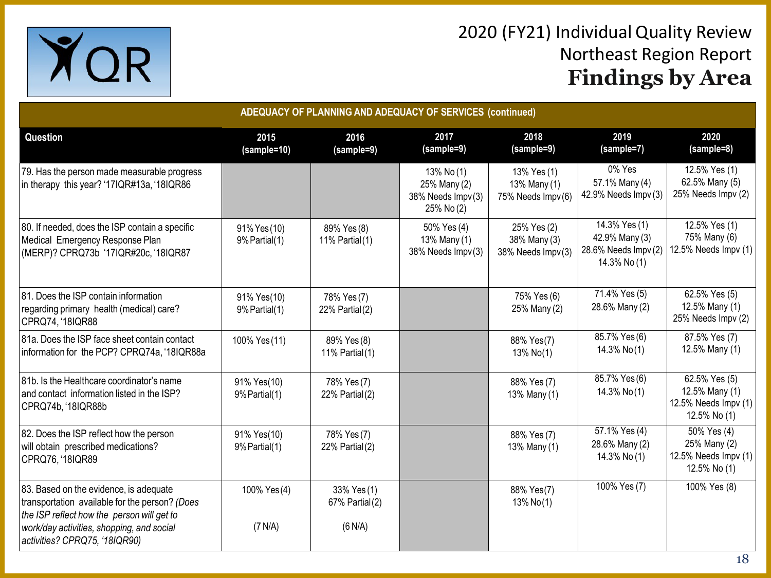# 2020 (FY21) Individual Quality Review
## Northeast Region Report
## Findings by Area

**ADEQUACY OF PLANNING AND ADEQUACY OF SERVICES (continued)**

| Question | 2015 (sample=10) | 2016 (sample=9) | 2017 (sample=9) | 2018 (sample=9) | 2019 (sample=7) | 2020 (sample=8) |
|---|---|---|---|---|---|---|
| 79. Has the person made measurable progress in therapy this year? '17IQR#13a, '18IQR86 | | | 13% No (1)<br>25% Many (2)<br>38% Needs Impv (3)<br>25% No (2) | 13% Yes (1)<br>13% Many (1)<br>75% Needs Impv (6) | 0% Yes<br>57.1% Many (4)<br>42.9% Needs Impv (3) | 12.5% Yes (1)<br>62.5% Many (5)<br>25% Needs Impv (2) |
| 80. If needed, does the ISP contain a specific Medical Emergency Response Plan (MERP)? CPRQ73b '17IQR#20c, '18IQR87 | 91% Yes (10)<br>9% Partial (1) | 89% Yes (8)<br>11% Partial (1) | 50% Yes (4)<br>13% Many (1)<br>38% Needs Impv (3) | 25% Yes (2)<br>38% Many (3)<br>38% Needs Impv (3) | 14.3% Yes (1)<br>42.9% Many (3)<br>28.6% Needs Impv (2)<br>14.3% No (1) | 12.5% Yes (1)<br>75% Many (6)<br>12.5% Needs Impv (1) |
| 81. Does the ISP contain information regarding primary health (medical) care? CPRQ74, '18IQR88 | 91% Yes(10)<br>9% Partial (1) | 78% Yes (7)<br>22% Partial (2) | | 75% Yes (6)<br>25% Many (2) | 71.4% Yes (5)<br>28.6% Many (2) | 62.5% Yes (5)<br>12.5% Many (1)<br>25% Needs Impv (2) |
| 81a. Does the ISP face sheet contain contact information for the PCP? CPRQ74a, '18IQR88a | 100% Yes (11) | 89% Yes (8)<br>11% Partial (1) | | 88% Yes(7)<br>13% No(1) | 85.7% Yes (6)<br>14.3% No (1) | 87.5% Yes (7)<br>12.5% Many (1) |
| 81b. Is the Healthcare coordinator's name and contact information listed in the ISP? CPRQ74b, '18IQR88b | 91% Yes(10)<br>9% Partial (1) | 78% Yes (7)<br>22% Partial (2) | | 88% Yes (7)<br>13% Many (1) | 85.7% Yes (6)<br>14.3% No (1) | 62.5% Yes (5)<br>12.5% Many (1)<br>12.5% Needs Impv (1)<br>12.5% No (1) |
| 82. Does the ISP reflect how the person will obtain prescribed medications? CPRQ76, '18IQR89 | 91% Yes(10)<br>9% Partial (1) | 78% Yes (7)<br>22% Partial (2) | | 88% Yes (7)<br>13% Many (1) | 57.1% Yes (4)<br>28.6% Many (2)<br>14.3% No (1) | 50% Yes (4)<br>25% Many (2)<br>12.5% Needs Impv (1)<br>12.5% No (1) |
| 83. Based on the evidence, is adequate transportation available for the person? *(Does the ISP reflect how the person will get to work/day activities, shopping, and social activities? CPRQ75, '18IQR90)* | 100% Yes (4)<br>(7 N/A) | 33% Yes (1)<br>67% Partial (2)<br>(6 N/A) | | 88% Yes(7)<br>13% No(1) | 100% Yes (7) | 100% Yes (8) |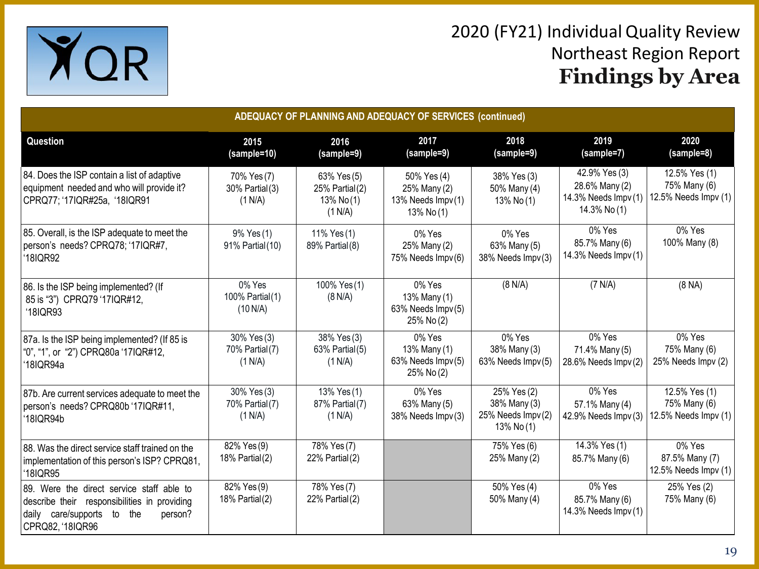# 2020 (FY21) Individual Quality Review
## Northeast Region Report
## **Findings by Area**

| ADEQUACY OF PLANNING AND ADEQUACY OF SERVICES (continued) | | | | | | |
|---|---|---|---|---|---|---|
| **Question** | **2015 (sample=10)** | **2016 (sample=9)** | **2017 (sample=9)** | **2018 (sample=9)** | **2019 (sample=7)** | **2020 (sample=8)** |
| 84. Does the ISP contain a list of adaptive equipment needed and who will provide it? CPRQ77; '17IQR#25a, '18IQR91 | 70% Yes (7)<br>30% Partial (3)<br>(1 N/A) | 63% Yes (5)<br>25% Partial (2)<br>13% No (1)<br>(1 N/A) | 50% Yes (4)<br>25% Many (2)<br>13% Needs Impv (1)<br>13% No (1) | 38% Yes (3)<br>50% Many (4)<br>13% No (1) | 42.9% Yes (3)<br>28.6% Many (2)<br>14.3% Needs Impv (1)<br>14.3% No (1) | 12.5% Yes (1)<br>75% Many (6)<br>12.5% Needs Impv (1) |
| 85. Overall, is the ISP adequate to meet the person's needs? CPRQ78; '17IQR#7, '18IQR92 | 9% Yes (1)<br>91% Partial (10) | 11% Yes (1)<br>89% Partial (8) | 0% Yes<br>25% Many (2)<br>75% Needs Impv (6) | 0% Yes<br>63% Many (5)<br>38% Needs Impv (3) | 0% Yes<br>85.7% Many (6)<br>14.3% Needs Impv (1) | 0% Yes<br>100% Many (8) |
| 86. Is the ISP being implemented? (If 85 is "3") CPRQ79 '17IQR#12, '18IQR93 | 0% Yes<br>100% Partial (1)<br>(10 N/A) | 100% Yes (1)<br>(8 N/A) | 0% Yes<br>13% Many (1)<br>63% Needs Impv (5)<br>25% No (2) | (8 N/A) | (7 N/A) | (8 NA) |
| 87a. Is the ISP being implemented? (If 85 is "0", "1", or "2") CPRQ80a '17IQR#12, '18IQR94a | 30% Yes (3)<br>70% Partial (7)<br>(1 N/A) | 38% Yes (3)<br>63% Partial (5)<br>(1 N/A) | 0% Yes<br>13% Many (1)<br>63% Needs Impv (5)<br>25% No (2) | 0% Yes<br>38% Many (3)<br>63% Needs Impv (5) | 0% Yes<br>71.4% Many (5)<br>28.6% Needs Impv (2) | 0% Yes<br>75% Many (6)<br>25% Needs Impv (2) |
| 87b. Are current services adequate to meet the person's needs? CPRQ80b '17IQR#11, '18IQR94b | 30% Yes (3)<br>70% Partial (7)<br>(1 N/A) | 13% Yes (1)<br>87% Partial (7)<br>(1 N/A) | 0% Yes<br>63% Many (5)<br>38% Needs Impv (3) | 25% Yes (2)<br>38% Many (3)<br>25% Needs Impv (2)<br>13% No (1) | 0% Yes<br>57.1% Many (4)<br>42.9% Needs Impv (3) | 12.5% Yes (1)<br>75% Many (6)<br>12.5% Needs Impv (1) |
| 88. Was the direct service staff trained on the implementation of this person's ISP? CPRQ81, '18IQR95 | 82% Yes (9)<br>18% Partial (2) | 78% Yes (7)<br>22% Partial (2) | | 75% Yes (6)<br>25% Many (2) | 14.3% Yes (1)<br>85.7% Many (6) | 0% Yes<br>87.5% Many (7)<br>12.5% Needs Impv (1) |
| 89. Were the direct service staff able to describe their responsibilities in providing daily care/supports to the person? CPRQ82, '18IQR96 | 82% Yes (9)<br>18% Partial (2) | 78% Yes (7)<br>22% Partial (2) | | 50% Yes (4)<br>50% Many (4) | 0% Yes<br>85.7% Many (6)<br>14.3% Needs Impv (1) | 25% Yes (2)<br>75% Many (6) |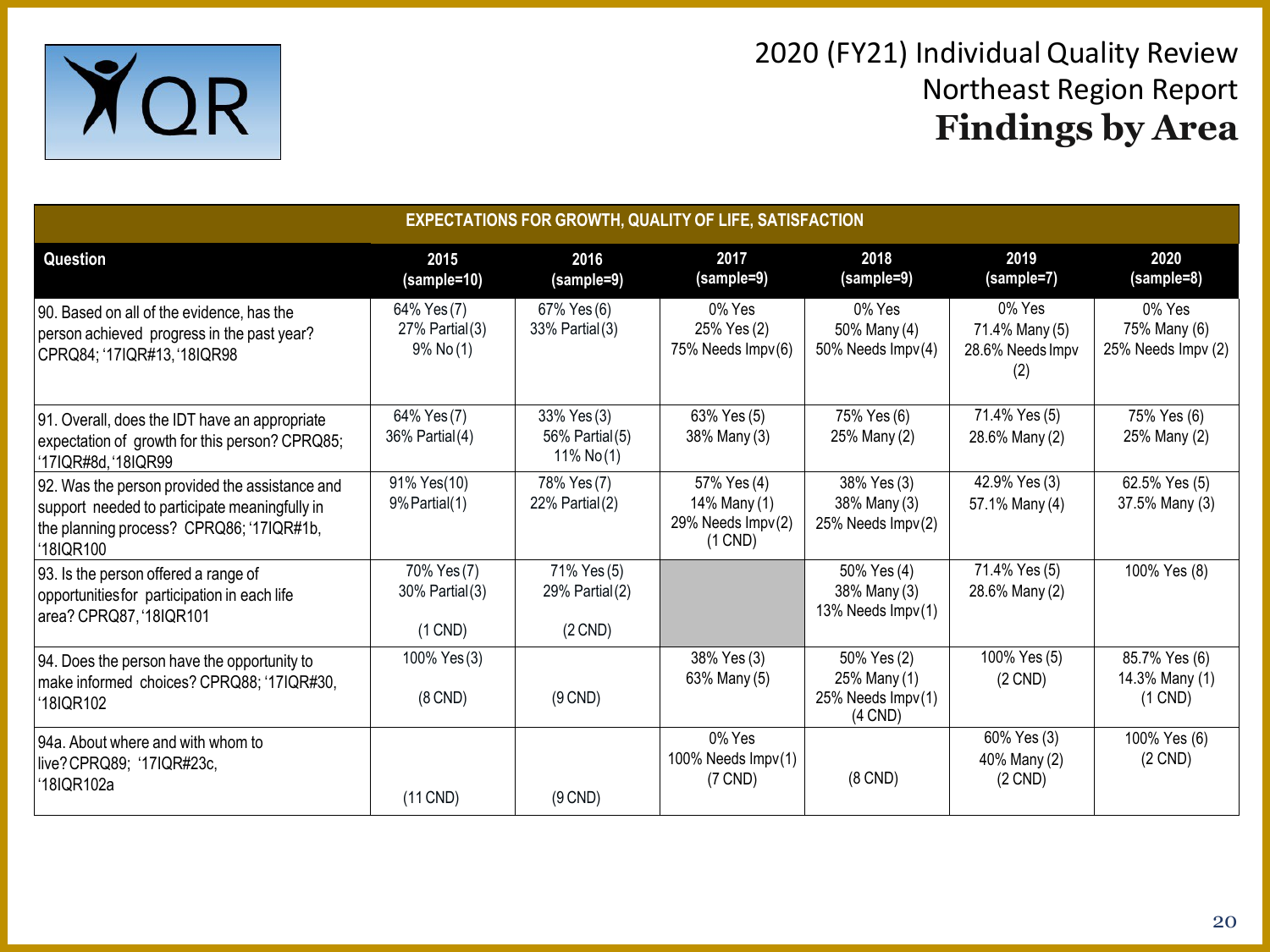# 2020 (FY21) Individual Quality Review

## Northeast Region Report

## Findings by Area

| EXPECTATIONS FOR GROWTH, QUALITY OF LIFE, SATISFACTION | | | | | | |
|---|---|---|---|---|---|---|
| **Question** | **2015 (sample=10)** | **2016 (sample=9)** | **2017 (sample=9)** | **2018 (sample=9)** | **2019 (sample=7)** | **2020 (sample=8)** |
| 90. Based on all of the evidence, has the person achieved progress in the past year? CPRQ84; '17IQR#13, '18IQR98 | 64% Yes (7) 27% Partial (3) 9% No (1) | 67% Yes (6) 33% Partial (3) | 0% Yes 25% Yes (2) 75% Needs Impv (6) | 0% Yes 50% Many (4) 50% Needs Impv (4) | 0% Yes 71.4% Many (5) 28.6% Needs Impv (2) | 0% Yes 75% Many (6) 25% Needs Impv (2) |
| 91. Overall, does the IDT have an appropriate expectation of growth for this person? CPRQ85; '17IQR#8d, '18IQR99 | 64% Yes (7) 36% Partial (4) | 33% Yes (3) 56% Partial (5) 11% No (1) | 63% Yes (5) 38% Many (3) | 75% Yes (6) 25% Many (2) | 71.4% Yes (5) 28.6% Many (2) | 75% Yes (6) 25% Many (2) |
| 92. Was the person provided the assistance and support needed to participate meaningfully in the planning process? CPRQ86; '17IQR#1b, '18IQR100 | 91% Yes(10) 9% Partial (1) | 78% Yes (7) 22% Partial (2) | 57% Yes (4) 14% Many (1) 29% Needs Impv (2) (1 CND) | 38% Yes (3) 38% Many (3) 25% Needs Impv (2) | 42.9% Yes (3) 57.1% Many (4) | 62.5% Yes (5) 37.5% Many (3) |
| 93. Is the person offered a range of opportunities for participation in each life area? CPRQ87, '18IQR101 | 70% Yes (7) 30% Partial (3) (1 CND) | 71% Yes (5) 29% Partial (2) (2 CND) | | 50% Yes (4) 38% Many (3) 13% Needs Impv (1) | 71.4% Yes (5) 28.6% Many (2) | 100% Yes (8) |
| 94. Does the person have the opportunity to make informed choices? CPRQ88; '17IQR#30, '18IQR102 | 100% Yes (3) (8 CND) | (9 CND) | 38% Yes (3) 63% Many (5) | 50% Yes (2) 25% Many (1) 25% Needs Impv (1) (4 CND) | 100% Yes (5) (2 CND) | 85.7% Yes (6) 14.3% Many (1) (1 CND) |
| 94a. About where and with whom to live? CPRQ89; '17IQR#23c, '18IQR102a | (11 CND) | (9 CND) | 0% Yes 100% Needs Impv (1) (7 CND) | (8 CND) | 60% Yes (3) 40% Many (2) (2 CND) | 100% Yes (6) (2 CND) |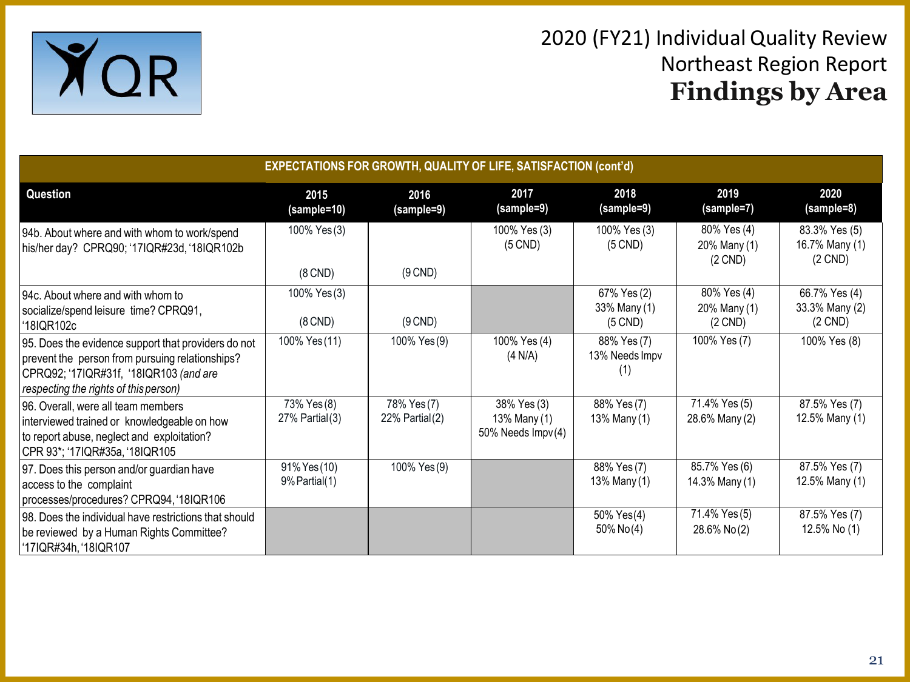# 2020 (FY21) Individual Quality Review
## Northeast Region Report
## **Findings by Area**

| EXPECTATIONS FOR GROWTH, QUALITY OF LIFE, SATISFACTION (cont'd) | | | | | | |
|---|---|---|---|---|---|---|
| **Question** | **2015 (sample=10)** | **2016 (sample=9)** | **2017 (sample=9)** | **2018 (sample=9)** | **2019 (sample=7)** | **2020 (sample=8)** |
| 94b. About where and with whom to work/spend his/her day? CPRQ90; '17IQR#23d, '18IQR102b | 100% Yes (3) (8 CND) | (9 CND) | 100% Yes (3) (5 CND) | 100% Yes (3) (5 CND) | 80% Yes (4) 20% Many (1) (2 CND) | 83.3% Yes (5) 16.7% Many (1) (2 CND) |
| 94c. About where and with whom to socialize/spend leisure time? CPRQ91, '18IQR102c | 100% Yes (3) (8 CND) | (9 CND) | | 67% Yes (2) 33% Many (1) (5 CND) | 80% Yes (4) 20% Many (1) (2 CND) | 66.7% Yes (4) 33.3% Many (2) (2 CND) |
| 95. Does the evidence support that providers do not prevent the person from pursuing relationships? CPRQ92; '17IQR#31f, '18IQR103 *(and are respecting the rights of this person)* | 100% Yes (11) | 100% Yes (9) | 100% Yes (4) (4 N/A) | 88% Yes (7) 13% Needs Impv (1) | 100% Yes (7) | 100% Yes (8) |
| 96. Overall, were all team members interviewed trained or knowledgeable on how to report abuse, neglect and exploitation? CPR 93*; '17IQR#35a, '18IQR105 | 73% Yes (8) 27% Partial (3) | 78% Yes (7) 22% Partial (2) | 38% Yes (3) 13% Many (1) 50% Needs Impv (4) | 88% Yes (7) 13% Many (1) | 71.4% Yes (5) 28.6% Many (2) | 87.5% Yes (7) 12.5% Many (1) |
| 97. Does this person and/or guardian have access to the complaint processes/procedures? CPRQ94, '18IQR106 | 91% Yes (10) 9% Partial (1) | 100% Yes (9) | | 88% Yes (7) 13% Many (1) | 85.7% Yes (6) 14.3% Many (1) | 87.5% Yes (7) 12.5% Many (1) |
| 98. Does the individual have restrictions that should be reviewed by a Human Rights Committee? '17IQR#34h, '18IQR107 | | | | 50% Yes (4) 50% No (4) | 71.4% Yes (5) 28.6% No (2) | 87.5% Yes (7) 12.5% No (1) |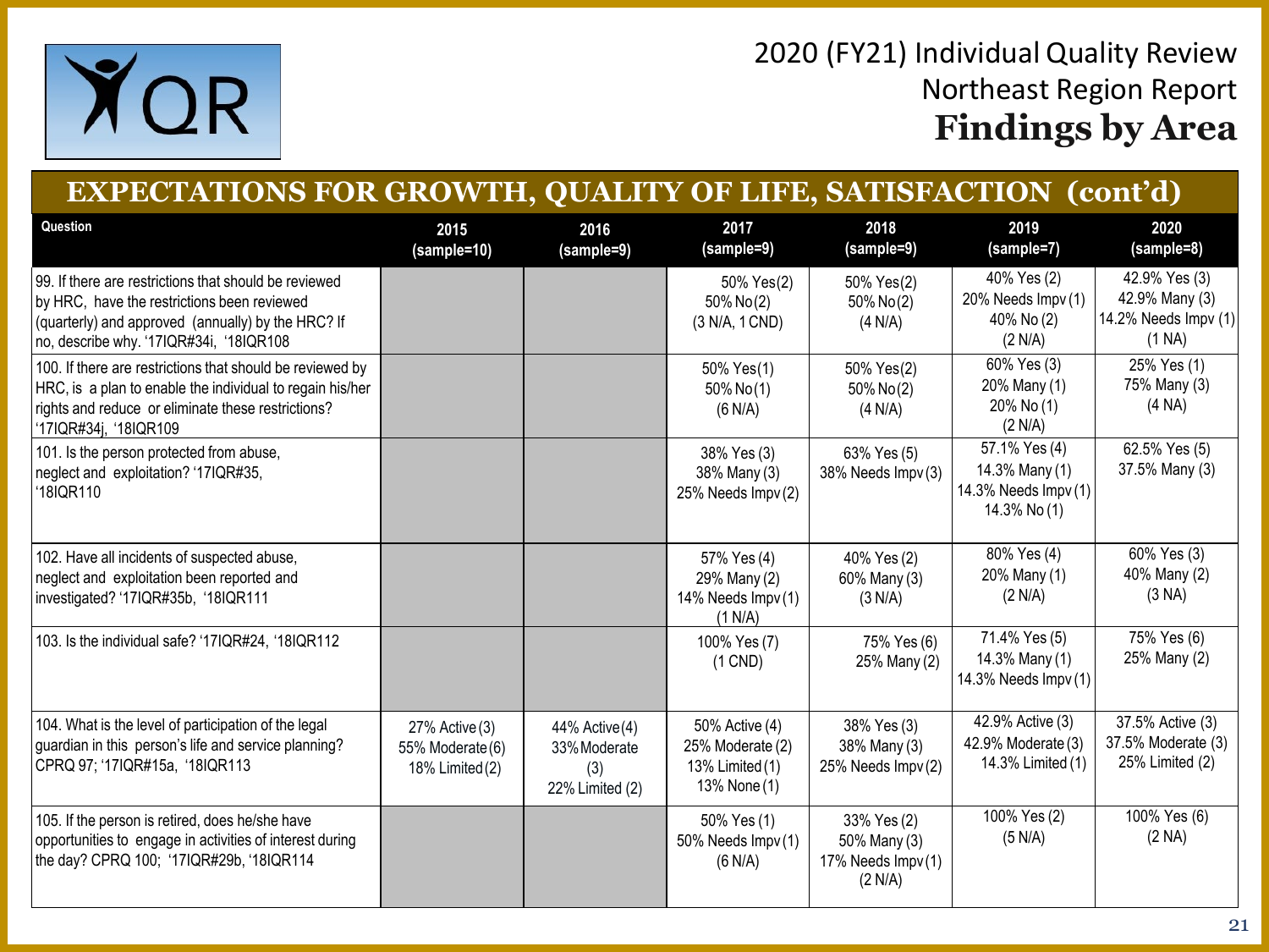# 2020 (FY21) Individual Quality Review
## Northeast Region Report
## **Findings by Area**

## EXPECTATIONS FOR GROWTH, QUALITY OF LIFE, SATISFACTION (cont'd)

| Question | 2015 (sample=10) | 2016 (sample=9) | 2017 (sample=9) | 2018 (sample=9) | 2019 (sample=7) | 2020 (sample=8) |
|---|---|---|---|---|---|---|
| 99. If there are restrictions that should be reviewed by HRC, have the restrictions been reviewed (quarterly) and approved (annually) by the HRC? If no, describe why. '17IQR#34i, '18IQR108 | | | 50% Yes(2)<br>50% No(2)<br>(3 N/A, 1 CND) | 50% Yes(2)<br>50% No(2)<br>(4 N/A) | 40% Yes (2)<br>20% Needs Impv (1)<br>40% No (2)<br>(2 N/A) | 42.9% Yes (3)<br>42.9% Many (3)<br>14.2% Needs Impv (1)<br>(1 NA) |
| 100. If there are restrictions that should be reviewed by HRC, is a plan to enable the individual to regain his/her rights and reduce or eliminate these restrictions? '17IQR#34j, '18IQR109 | | | 50% Yes(1)<br>50% No(1)<br>(6 N/A) | 50% Yes(2)<br>50% No(2)<br>(4 N/A) | 60% Yes (3)<br>20% Many (1)<br>20% No (1)<br>(2 N/A) | 25% Yes (1)<br>75% Many (3)<br>(4 NA) |
| 101. Is the person protected from abuse, neglect and exploitation? '17IQR#35, '18IQR110 | | | 38% Yes (3)<br>38% Many (3)<br>25% Needs Impv (2) | 63% Yes (5)<br>38% Needs Impv (3) | 57.1% Yes (4)<br>14.3% Many (1)<br>14.3% Needs Impv (1)<br>14.3% No (1) | 62.5% Yes (5)<br>37.5% Many (3) |
| 102. Have all incidents of suspected abuse, neglect and exploitation been reported and investigated? '17IQR#35b, '18IQR111 | | | 57% Yes (4)<br>29% Many (2)<br>14% Needs Impv (1)<br>(1 N/A) | 40% Yes (2)<br>60% Many (3)<br>(3 N/A) | 80% Yes (4)<br>20% Many (1)<br>(2 N/A) | 60% Yes (3)<br>40% Many (2)<br>(3 NA) |
| 103. Is the individual safe? '17IQR#24, '18IQR112 | | | 100% Yes (7)<br>(1 CND) | 75% Yes (6)<br>25% Many (2) | 71.4% Yes (5)<br>14.3% Many (1)<br>14.3% Needs Impv (1) | 75% Yes (6)<br>25% Many (2) |
| 104. What is the level of participation of the legal guardian in this person's life and service planning? CPRQ 97; '17IQR#15a, '18IQR113 | 27% Active (3)<br>55% Moderate (6)<br>18% Limited (2) | 44% Active (4)<br>33% Moderate (3)<br>22% Limited (2) | 50% Active (4)<br>25% Moderate (2)<br>13% Limited (1)<br>13% None (1) | 38% Yes (3)<br>38% Many (3)<br>25% Needs Impv (2) | 42.9% Active (3)<br>42.9% Moderate (3)<br>14.3% Limited (1) | 37.5% Active (3)<br>37.5% Moderate (3)<br>25% Limited (2) |
| 105. If the person is retired, does he/she have opportunities to engage in activities of interest during the day? CPRQ 100; '17IQR#29b, '18IQR114 | | | 50% Yes (1)<br>50% Needs Impv (1)<br>(6 N/A) | 33% Yes (2)<br>50% Many (3)<br>17% Needs Impv (1)<br>(2 N/A) | 100% Yes (2)<br>(5 N/A) | 100% Yes (6)<br>(2 NA) |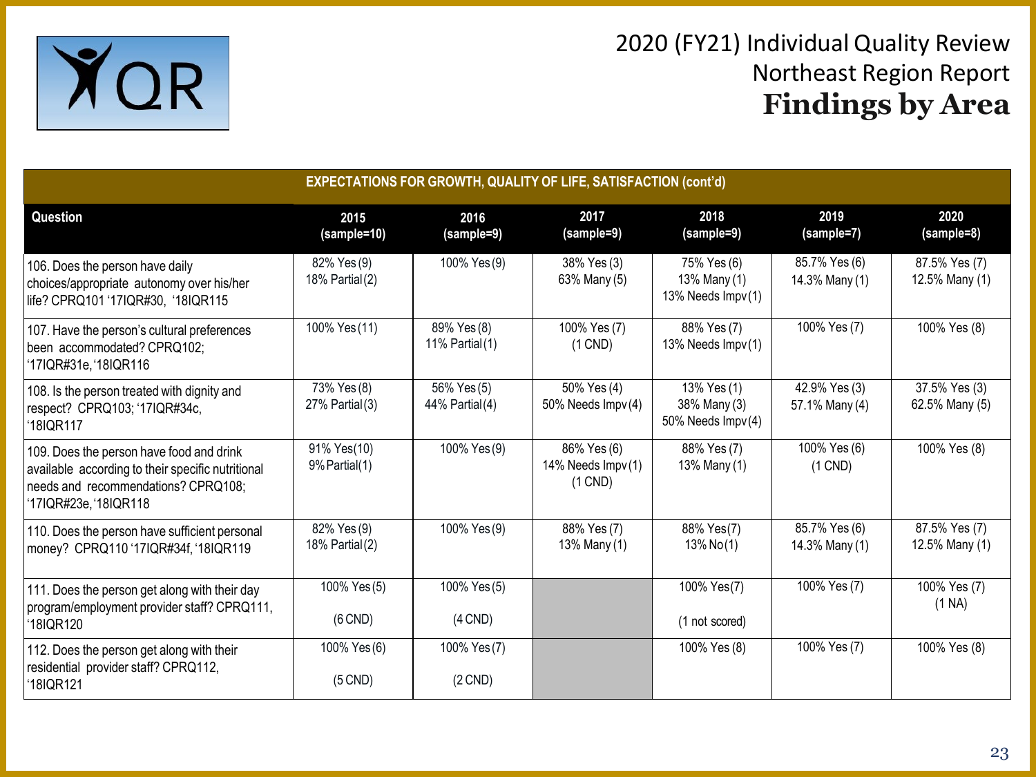# 2020 (FY21) Individual Quality Review
## Northeast Region Report
## **Findings by Area**

| **EXPECTATIONS FOR GROWTH, QUALITY OF LIFE, SATISFACTION (cont'd)** | | | | | | |
|---|---|---|---|---|---|---|
| **Question** | **2015 (sample=10)** | **2016 (sample=9)** | **2017 (sample=9)** | **2018 (sample=9)** | **2019 (sample=7)** | **2020 (sample=8)** |
| 106. Does the person have daily choices/appropriate autonomy over his/her life? CPRQ101 '17IQR#30, '18IQR115 | 82% Yes (9) 18% Partial (2) | 100% Yes (9) | 38% Yes (3) 63% Many (5) | 75% Yes (6) 13% Many (1) 13% Needs Impv (1) | 85.7% Yes (6) 14.3% Many (1) | 87.5% Yes (7) 12.5% Many (1) |
| 107. Have the person's cultural preferences been accommodated? CPRQ102; '17IQR#31e, '18IQR116 | 100% Yes (11) | 89% Yes (8) 11% Partial (1) | 100% Yes (7) (1 CND) | 88% Yes (7) 13% Needs Impv (1) | 100% Yes (7) | 100% Yes (8) |
| 108. Is the person treated with dignity and respect? CPRQ103; '17IQR#34c, '18IQR117 | 73% Yes (8) 27% Partial (3) | 56% Yes (5) 44% Partial (4) | 50% Yes (4) 50% Needs Impv (4) | 13% Yes (1) 38% Many (3) 50% Needs Impv (4) | 42.9% Yes (3) 57.1% Many (4) | 37.5% Yes (3) 62.5% Many (5) |
| 109. Does the person have food and drink available according to their specific nutritional needs and recommendations? CPRQ108; '17IQR#23e, '18IQR118 | 91% Yes (10) 9% Partial (1) | 100% Yes (9) | 86% Yes (6) 14% Needs Impv (1) (1 CND) | 88% Yes (7) 13% Many (1) | 100% Yes (6) (1 CND) | 100% Yes (8) |
| 110. Does the person have sufficient personal money? CPRQ110 '17IQR#34f, '18IQR119 | 82% Yes (9) 18% Partial (2) | 100% Yes (9) | 88% Yes (7) 13% Many (1) | 88% Yes (7) 13% No (1) | 85.7% Yes (6) 14.3% Many (1) | 87.5% Yes (7) 12.5% Many (1) |
| 111. Does the person get along with their day program/employment provider staff? CPRQ111, '18IQR120 | 100% Yes (5) (6 CND) | 100% Yes (5) (4 CND) | | 100% Yes (7) (1 not scored) | 100% Yes (7) | 100% Yes (7) (1 NA) |
| 112. Does the person get along with their residential provider staff? CPRQ112, '18IQR121 | 100% Yes (6) (5 CND) | 100% Yes (7) (2 CND) | | 100% Yes (8) | 100% Yes (7) | 100% Yes (8) |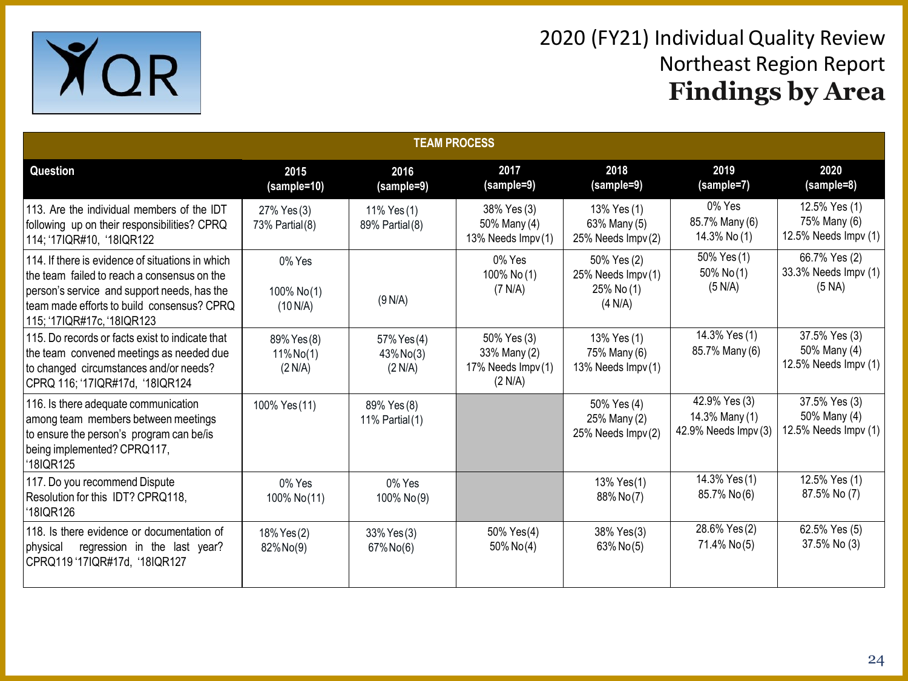# 2020 (FY21) Individual Quality Review
## Northeast Region Report
## Findings by Area

| TEAM PROCESS | | | | | | |
|---|---|---|---|---|---|---|
| Question | 2015 (sample=10) | 2016 (sample=9) | 2017 (sample=9) | 2018 (sample=9) | 2019 (sample=7) | 2020 (sample=8) |
| 113. Are the individual members of the IDT following up on their responsibilities? CPRQ 114; '17IQR#10, '18IQR122 | 27% Yes (3) 73% Partial (8) | 11% Yes (1) 89% Partial (8) | 38% Yes (3) 50% Many (4) 13% Needs Impv (1) | 13% Yes (1) 63% Many (5) 25% Needs Impv (2) | 0% Yes 85.7% Many (6) 14.3% No (1) | 12.5% Yes (1) 75% Many (6) 12.5% Needs Impv (1) |
| 114. If there is evidence of situations in which the team failed to reach a consensus on the person's service and support needs, has the team made efforts to build consensus? CPRQ 115; '17IQR#17c, '18IQR123 | 0% Yes 100% No (1) (10 N/A) | (9 N/A) | 0% Yes 100% No (1) (7 N/A) | 50% Yes (2) 25% Needs Impv (1) 25% No (1) (4 N/A) | 50% Yes (1) 50% No (1) (5 N/A) | 66.7% Yes (2) 33.3% Needs Impv (1) (5 NA) |
| 115. Do records or facts exist to indicate that the team convened meetings as needed due to changed circumstances and/or needs? CPRQ 116; '17IQR#17d, '18IQR124 | 89% Yes (8) 11% No (1) (2 N/A) | 57% Yes (4) 43% No (3) (2 N/A) | 50% Yes (3) 33% Many (2) 17% Needs Impv (1) (2 N/A) | 13% Yes (1) 75% Many (6) 13% Needs Impv (1) | 14.3% Yes (1) 85.7% Many (6) | 37.5% Yes (3) 50% Many (4) 12.5% Needs Impv (1) |
| 116. Is there adequate communication among team members between meetings to ensure the person's program can be/is being implemented? CPRQ117, '18IQR125 | 100% Yes (11) | 89% Yes (8) 11% Partial (1) | | 50% Yes (4) 25% Many (2) 25% Needs Impv (2) | 42.9% Yes (3) 14.3% Many (1) 42.9% Needs Impv (3) | 37.5% Yes (3) 50% Many (4) 12.5% Needs Impv (1) |
| 117. Do you recommend Dispute Resolution for this IDT? CPRQ118, '18IQR126 | 0% Yes 100% No (11) | 0% Yes 100% No (9) | | 13% Yes (1) 88% No (7) | 14.3% Yes (1) 85.7% No (6) | 12.5% Yes (1) 87.5% No (7) |
| 118. Is there evidence or documentation of physical regression in the last year? CPRQ119 '17IQR#17d, '18IQR127 | 18% Yes (2) 82% No (9) | 33% Yes (3) 67% No (6) | 50% Yes (4) 50% No (4) | 38% Yes (3) 63% No (5) | 28.6% Yes (2) 71.4% No (5) | 62.5% Yes (5) 37.5% No (3) |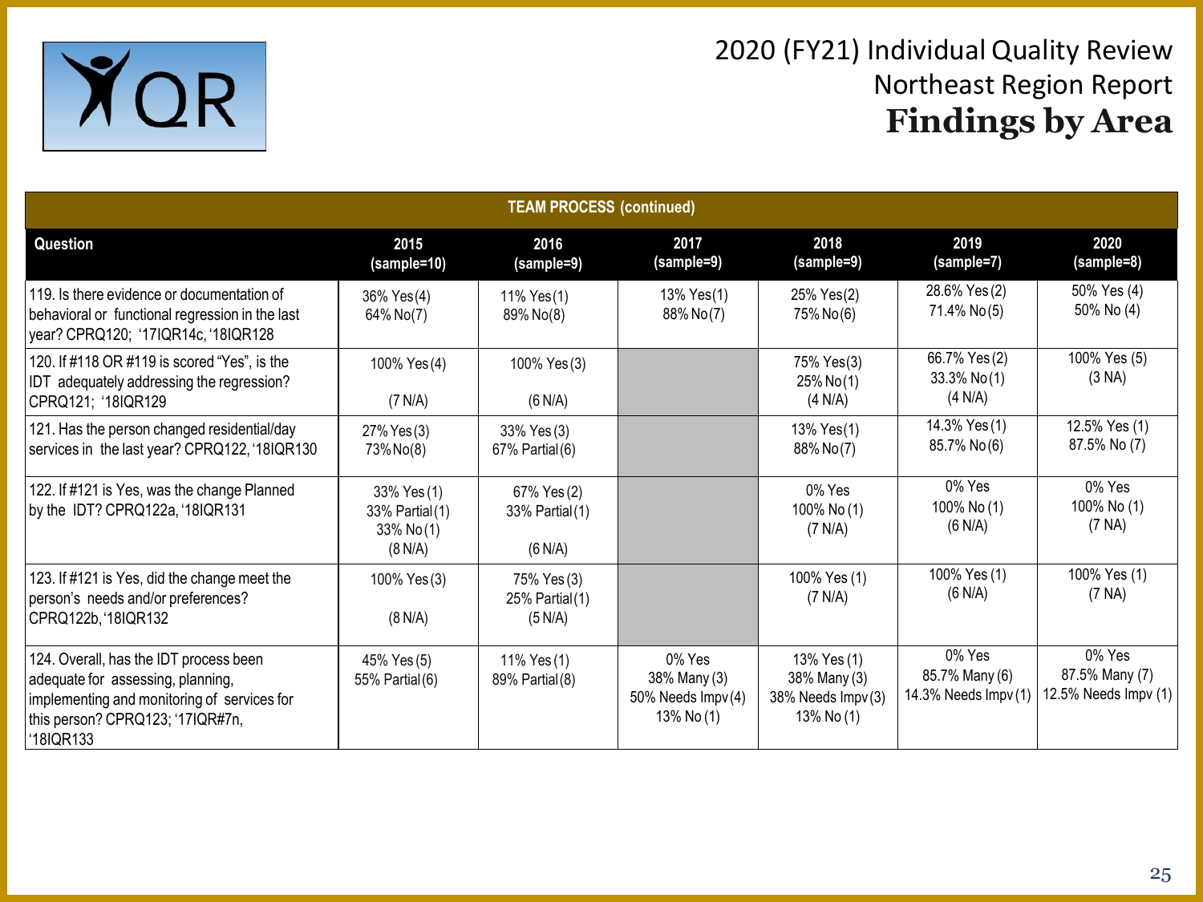# 2020 (FY21) Individual Quality Review
## Northeast Region Report
## Findings by Area

| TEAM PROCESS (continued) | | | | | | |
|---|---|---|---|---|---|---|
| Question | 2015 (sample=10) | 2016 (sample=9) | 2017 (sample=9) | 2018 (sample=9) | 2019 (sample=7) | 2020 (sample=8) |
| 119. Is there evidence or documentation of behavioral or functional regression in the last year? CPRQ120; '17IQR14c, '18IQR128 | 36% Yes(4) 64% No(7) | 11% Yes(1) 89% No(8) | 13% Yes(1) 88% No(7) | 25% Yes(2) 75% No(6) | 28.6% Yes (2) 71.4% No (5) | 50% Yes (4) 50% No (4) |
| 120. If #118 OR #119 is scored "Yes", is the IDT adequately addressing the regression? CPRQ121; '18IQR129 | 100% Yes (4) (7 N/A) | 100% Yes (3) (6 N/A) | | 75% Yes(3) 25% No(1) (4 N/A) | 66.7% Yes (2) 33.3% No (1) (4 N/A) | 100% Yes (5) (3 NA) |
| 121. Has the person changed residential/day services in the last year? CPRQ122, '18IQR130 | 27% Yes(3) 73% No(8) | 33% Yes (3) 67% Partial (6) | | 13% Yes(1) 88% No(7) | 14.3% Yes (1) 85.7% No (6) | 12.5% Yes (1) 87.5% No (7) |
| 122. If #121 is Yes, was the change Planned by the IDT? CPRQ122a, '18IQR131 | 33% Yes (1) 33% Partial (1) 33% No (1) (8 N/A) | 67% Yes (2) 33% Partial (1) (6 N/A) | | 0% Yes 100% No (1) (7 N/A) | 0% Yes 100% No (1) (6 N/A) | 0% Yes 100% No (1) (7 NA) |
| 123. If #121 is Yes, did the change meet the person's needs and/or preferences? CPRQ122b, '18IQR132 | 100% Yes (3) (8 N/A) | 75% Yes (3) 25% Partial (1) (5 N/A) | | 100% Yes (1) (7 N/A) | 100% Yes (1) (6 N/A) | 100% Yes (1) (7 NA) |
| 124. Overall, has the IDT process been adequate for assessing, planning, implementing and monitoring of services for this person? CPRQ123; '17IQR#7n, '18IQR133 | 45% Yes (5) 55% Partial (6) | 11% Yes (1) 89% Partial (8) | 0% Yes 38% Many (3) 50% Needs Impv (4) 13% No (1) | 13% Yes (1) 38% Many (3) 38% Needs Impv (3) 13% No (1) | 0% Yes 85.7% Many (6) 14.3% Needs Impv (1) | 0% Yes 87.5% Many (7) 12.5% Needs Impv (1) |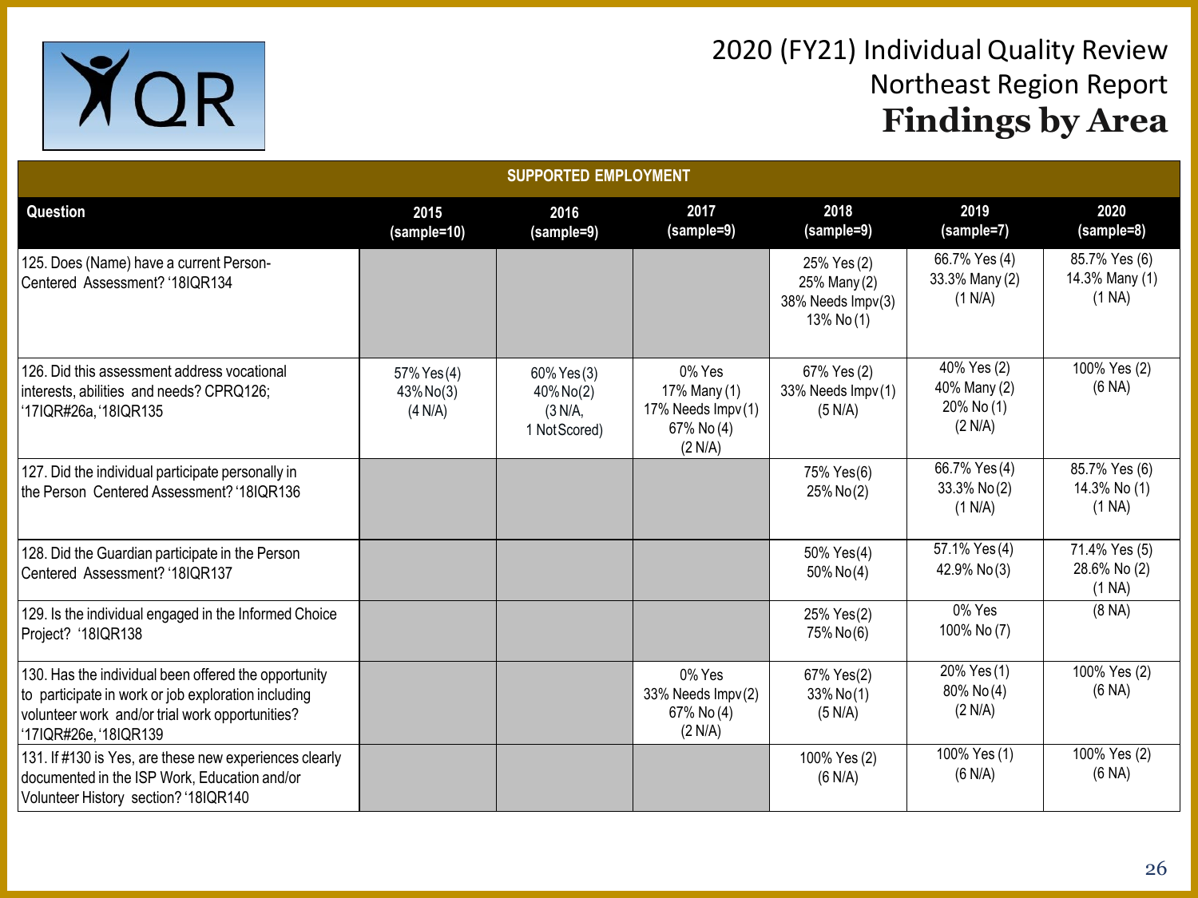# 2020 (FY21) Individual Quality Review
## Northeast Region Report
## **Findings by Area**

| SUPPORTED EMPLOYMENT | | | | | | |
|---|---|---|---|---|---|---|
| **Question** | **2015 (sample=10)** | **2016 (sample=9)** | **2017 (sample=9)** | **2018 (sample=9)** | **2019 (sample=7)** | **2020 (sample=8)** |
| 125. Does (Name) have a current Person-Centered Assessment? '18IQR134 | | | | 25% Yes (2) 25% Many (2) 38% Needs Impv (3) 13% No (1) | 66.7% Yes (4) 33.3% Many (2) (1 N/A) | 85.7% Yes (6) 14.3% Many (1) (1 NA) |
| 126. Did this assessment address vocational interests, abilities and needs? CPRQ126; '17IQR#26a, '18IQR135 | 57% Yes (4) 43% No (3) (4 N/A) | 60% Yes (3) 40% No (2) (3 N/A, 1 Not Scored) | 0% Yes 17% Many (1) 17% Needs Impv (1) 67% No (4) (2 N/A) | 67% Yes (2) 33% Needs Impv (1) (5 N/A) | 40% Yes (2) 40% Many (2) 20% No (1) (2 N/A) | 100% Yes (2) (6 NA) |
| 127. Did the individual participate personally in the Person Centered Assessment? '18IQR136 | | | | 75% Yes (6) 25% No (2) | 66.7% Yes (4) 33.3% No (2) (1 N/A) | 85.7% Yes (6) 14.3% No (1) (1 NA) |
| 128. Did the Guardian participate in the Person Centered Assessment? '18IQR137 | | | | 50% Yes (4) 50% No (4) | 57.1% Yes (4) 42.9% No (3) | 71.4% Yes (5) 28.6% No (2) (1 NA) |
| 129. Is the individual engaged in the Informed Choice Project? '18IQR138 | | | | 25% Yes (2) 75% No (6) | 0% Yes 100% No (7) | (8 NA) |
| 130. Has the individual been offered the opportunity to participate in work or job exploration including volunteer work and/or trial work opportunities? '17IQR#26e, '18IQR139 | | | 0% Yes 33% Needs Impv (2) 67% No (4) (2 N/A) | 67% Yes (2) 33% No (1) (5 N/A) | 20% Yes (1) 80% No (4) (2 N/A) | 100% Yes (2) (6 NA) |
| 131. If #130 is Yes, are these new experiences clearly documented in the ISP Work, Education and/or Volunteer History section? '18IQR140 | | | | 100% Yes (2) (6 N/A) | 100% Yes (1) (6 N/A) | 100% Yes (2) (6 NA) |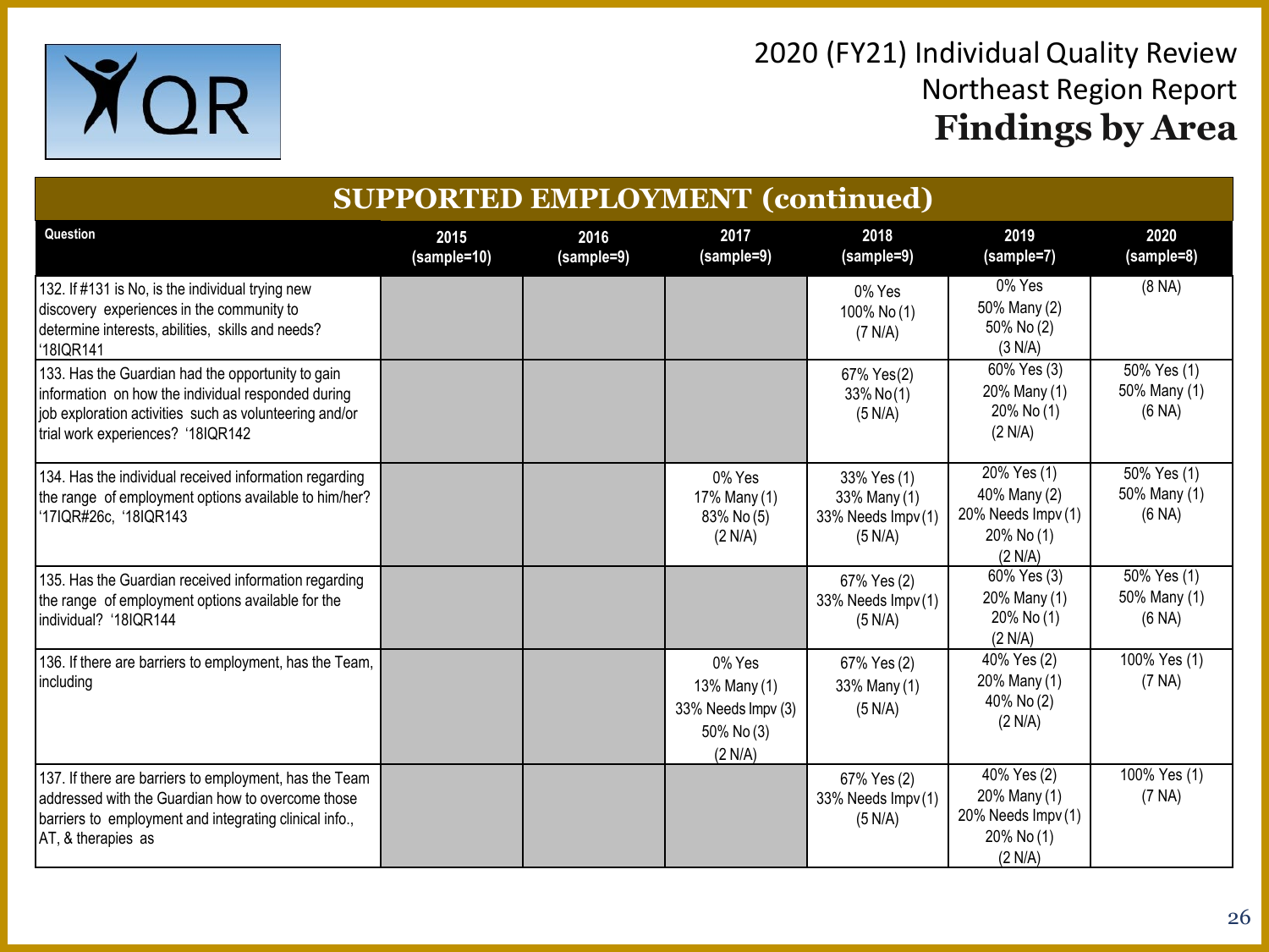# 2020 (FY21) Individual Quality Review
## Northeast Region Report
## Findings by Area

### SUPPORTED EMPLOYMENT (continued)

| Question | 2015 (sample=10) | 2016 (sample=9) | 2017 (sample=9) | 2018 (sample=9) | 2019 (sample=7) | 2020 (sample=8) |
|---|---|---|---|---|---|---|
| 132. If #131 is No, is the individual trying new discovery experiences in the community to determine interests, abilities, skills and needs? '18IQR141 | | | | 0% Yes<br>100% No (1)<br>(7 N/A) | 0% Yes<br>50% Many (2)<br>50% No (2)<br>(3 N/A) | (8 NA) |
| 133. Has the Guardian had the opportunity to gain information on how the individual responded during job exploration activities such as volunteering and/or trial work experiences? '18IQR142 | | | | 67% Yes(2)<br>33% No(1)<br>(5 N/A) | 60% Yes (3)<br>20% Many (1)<br>20% No (1)<br>(2 N/A) | 50% Yes (1)<br>50% Many (1)<br>(6 NA) |
| 134. Has the individual received information regarding the range of employment options available to him/her? '17IQR#26c, '18IQR143 | | | 0% Yes<br>17% Many (1)<br>83% No (5)<br>(2 N/A) | 33% Yes (1)<br>33% Many (1)<br>33% Needs Impv (1)<br>(5 N/A) | 20% Yes (1)<br>40% Many (2)<br>20% Needs Impv (1)<br>20% No (1)<br>(2 N/A) | 50% Yes (1)<br>50% Many (1)<br>(6 NA) |
| 135. Has the Guardian received information regarding the range of employment options available for the individual? '18IQR144 | | | | 67% Yes (2)<br>33% Needs Impv (1)<br>(5 N/A) | 60% Yes (3)<br>20% Many (1)<br>20% No (1)<br>(2 N/A) | 50% Yes (1)<br>50% Many (1)<br>(6 NA) |
| 136. If there are barriers to employment, has the Team, including | | | 0% Yes<br>13% Many (1)<br>33% Needs Impv (3)<br>50% No (3)<br>(2 N/A) | 67% Yes (2)<br>33% Many (1)<br>(5 N/A) | 40% Yes (2)<br>20% Many (1)<br>40% No (2)<br>(2 N/A) | 100% Yes (1)<br>(7 NA) |
| 137. If there are barriers to employment, has the Team addressed with the Guardian how to overcome those barriers to employment and integrating clinical info., AT, & therapies as | | | | 67% Yes (2)<br>33% Needs Impv (1)<br>(5 N/A) | 40% Yes (2)<br>20% Many (1)<br>20% Needs Impv (1)<br>20% No (1)<br>(2 N/A) | 100% Yes (1)<br>(7 NA) |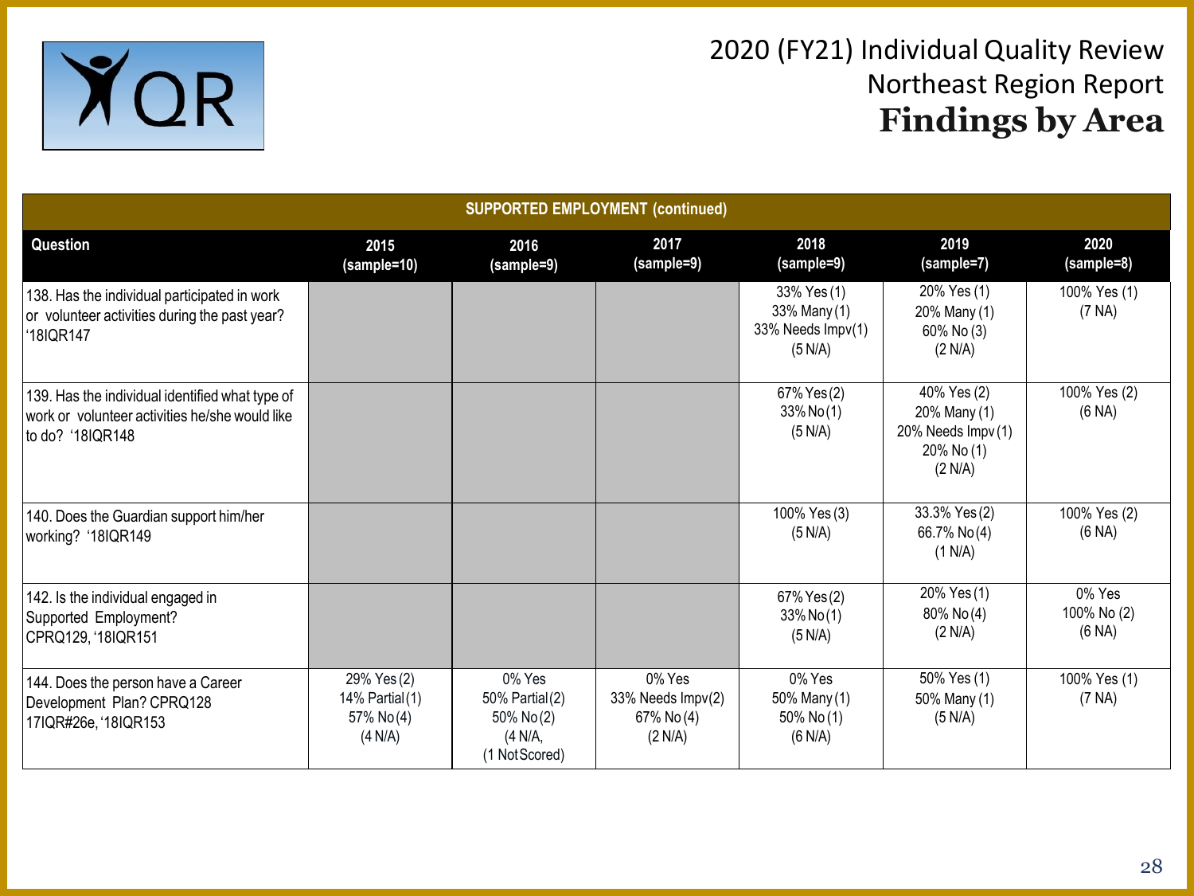# 2020 (FY21) Individual Quality Review
## Northeast Region Report
## **Findings by Area**

| SUPPORTED EMPLOYMENT (continued) | | | | | | |
|---|---|---|---|---|---|---|
| **Question** | **2015 (sample=10)** | **2016 (sample=9)** | **2017 (sample=9)** | **2018 (sample=9)** | **2019 (sample=7)** | **2020 (sample=8)** |
| 138. Has the individual participated in work or volunteer activities during the past year? '18IQR147 | | | | 33% Yes (1) 33% Many (1) 33% Needs Impv(1) (5 N/A) | 20% Yes (1) 20% Many (1) 60% No (3) (2 N/A) | 100% Yes (1) (7 NA) |
| 139. Has the individual identified what type of work or volunteer activities he/she would like to do? '18IQR148 | | | | 67% Yes (2) 33% No (1) (5 N/A) | 40% Yes (2) 20% Many (1) 20% Needs Impv (1) 20% No (1) (2 N/A) | 100% Yes (2) (6 NA) |
| 140. Does the Guardian support him/her working? '18IQR149 | | | | 100% Yes (3) (5 N/A) | 33.3% Yes (2) 66.7% No (4) (1 N/A) | 100% Yes (2) (6 NA) |
| 142. Is the individual engaged in Supported Employment? CPRQ129, '18IQR151 | | | | 67% Yes (2) 33% No (1) (5 N/A) | 20% Yes (1) 80% No (4) (2 N/A) | 0% Yes 100% No (2) (6 NA) |
| 144. Does the person have a Career Development Plan? CPRQ128 17IQR#26e, '18IQR153 | 29% Yes (2) 14% Partial (1) 57% No (4) (4 N/A) | 0% Yes 50% Partial (2) 50% No (2) (4 N/A, (1 Not Scored) | 0% Yes 33% Needs Impv(2) 67% No (4) (2 N/A) | 0% Yes 50% Many (1) 50% No (1) (6 N/A) | 50% Yes (1) 50% Many (1) (5 N/A) | 100% Yes (1) (7 NA) |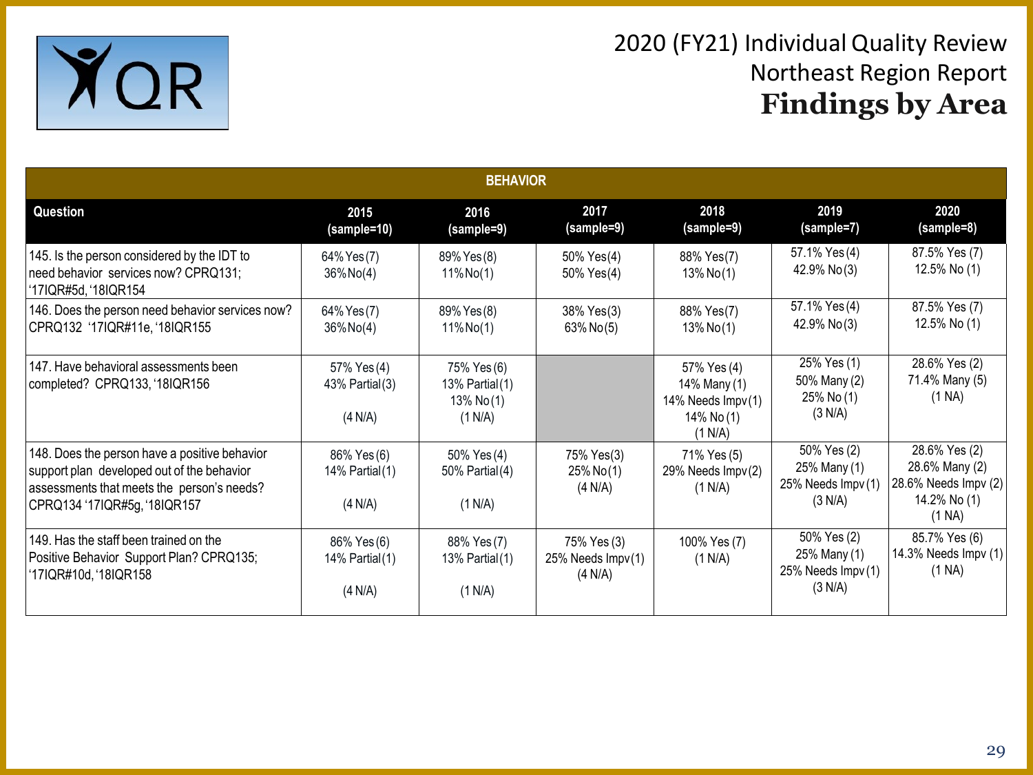# 2020 (FY21) Individual Quality Review

## Northeast Region Report

## Findings by Area

| BEHAVIOR | | | | | | |
|---|---|---|---|---|---|---|
| **Question** | **2015 (sample=10)** | **2016 (sample=9)** | **2017 (sample=9)** | **2018 (sample=9)** | **2019 (sample=7)** | **2020 (sample=8)** |
| 145. Is the person considered by the IDT to need behavior services now? CPRQ131; '17IQR#5d, '18IQR154 | 64% Yes(7) 36% No(4) | 89% Yes(8) 11% No(1) | 50% Yes(4) 50% Yes(4) | 88% Yes(7) 13% No(1) | 57.1% Yes (4) 42.9% No (3) | 87.5% Yes (7) 12.5% No (1) |
| 146. Does the person need behavior services now? CPRQ132 '17IQR#11e, '18IQR155 | 64% Yes(7) 36% No(4) | 89% Yes(8) 11% No(1) | 38% Yes(3) 63% No(5) | 88% Yes(7) 13% No(1) | 57.1% Yes (4) 42.9% No (3) | 87.5% Yes (7) 12.5% No (1) |
| 147. Have behavioral assessments been completed? CPRQ133, '18IQR156 | 57% Yes (4) 43% Partial (3) (4 N/A) | 75% Yes (6) 13% Partial (1) 13% No (1) (1 N/A) | | 57% Yes (4) 14% Many (1) 14% Needs Impv (1) 14% No (1) (1 N/A) | 25% Yes (1) 50% Many (2) 25% No (1) (3 N/A) | 28.6% Yes (2) 71.4% Many (5) (1 NA) |
| 148. Does the person have a positive behavior support plan developed out of the behavior assessments that meets the person's needs? CPRQ134 '17IQR#5g, '18IQR157 | 86% Yes (6) 14% Partial (1) (4 N/A) | 50% Yes (4) 50% Partial (4) (1 N/A) | 75% Yes(3) 25% No (1) (4 N/A) | 71% Yes (5) 29% Needs Impv (2) (1 N/A) | 50% Yes (2) 25% Many (1) 25% Needs Impv (1) (3 N/A) | 28.6% Yes (2) 28.6% Many (2) 28.6% Needs Impv (2) 14.2% No (1) (1 NA) |
| 149. Has the staff been trained on the Positive Behavior Support Plan? CPRQ135; '17IQR#10d, '18IQR158 | 86% Yes (6) 14% Partial (1) (4 N/A) | 88% Yes (7) 13% Partial (1) (1 N/A) | 75% Yes (3) 25% Needs Impv (1) (4 N/A) | 100% Yes (7) (1 N/A) | 50% Yes (2) 25% Many (1) 25% Needs Impv (1) (3 N/A) | 85.7% Yes (6) 14.3% Needs Impv (1) (1 NA) |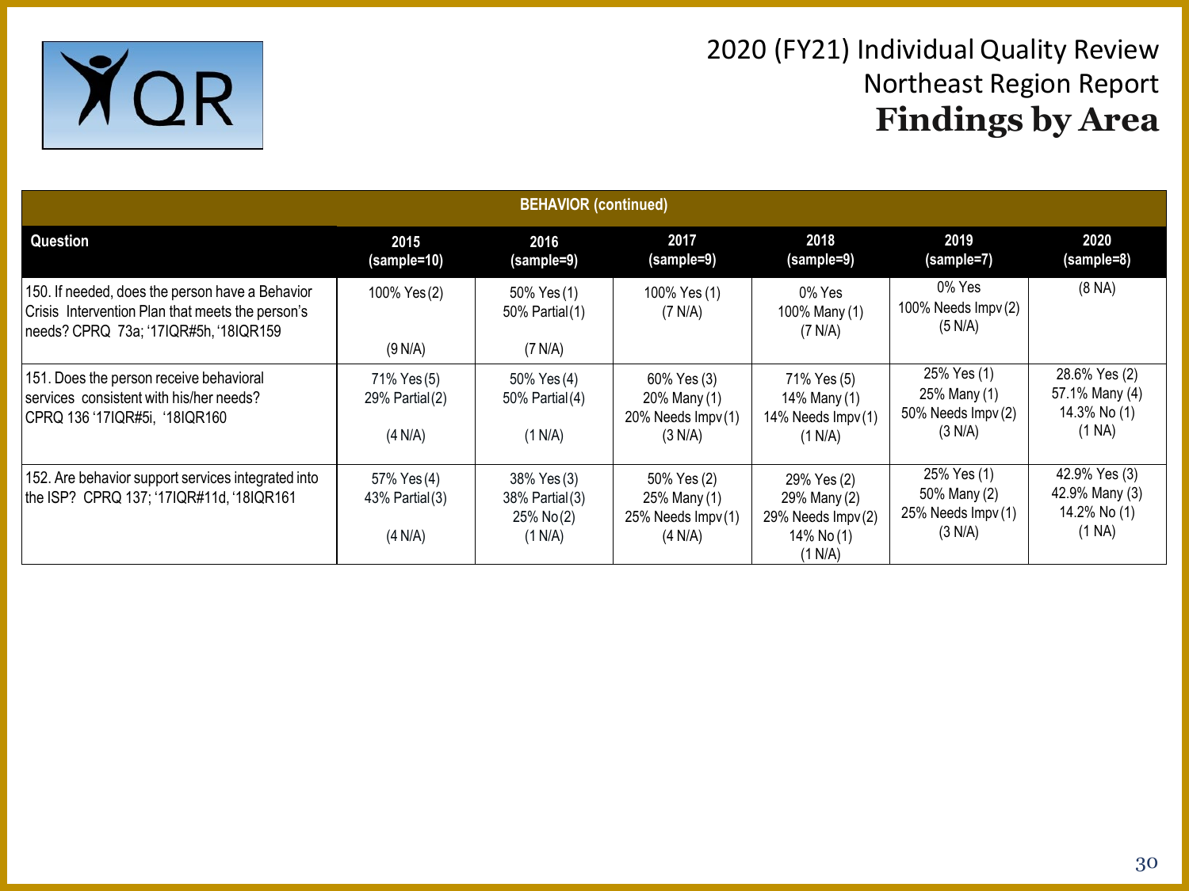# 2020 (FY21) Individual Quality Review
## Northeast Region Report
## Findings by Area

| BEHAVIOR (continued) | | | | | | |
|---|---|---|---|---|---|---|
| **Question** | **2015 (sample=10)** | **2016 (sample=9)** | **2017 (sample=9)** | **2018 (sample=9)** | **2019 (sample=7)** | **2020 (sample=8)** |
| 150. If needed, does the person have a Behavior Crisis Intervention Plan that meets the person's needs? CPRQ 73a; '17IQR#5h, '18IQR159 | 100% Yes (2)<br><br>(9 N/A) | 50% Yes (1)<br>50% Partial (1)<br><br>(7 N/A) | 100% Yes (1)<br>(7 N/A) | 0% Yes<br>100% Many (1)<br>(7 N/A) | 0% Yes<br>100% Needs Impv (2)<br>(5 N/A) | (8 NA) |
| 151. Does the person receive behavioral services consistent with his/her needs? CPRQ 136 '17IQR#5i, '18IQR160 | 71% Yes (5)<br>29% Partial (2)<br><br>(4 N/A) | 50% Yes (4)<br>50% Partial (4)<br><br>(1 N/A) | 60% Yes (3)<br>20% Many (1)<br>20% Needs Impv (1)<br>(3 N/A) | 71% Yes (5)<br>14% Many (1)<br>14% Needs Impv (1)<br>(1 N/A) | 25% Yes (1)<br>25% Many (1)<br>50% Needs Impv (2)<br>(3 N/A) | 28.6% Yes (2)<br>57.1% Many (4)<br>14.3% No (1)<br>(1 NA) |
| 152. Are behavior support services integrated into the ISP? CPRQ 137; '17IQR#11d, '18IQR161 | 57% Yes (4)<br>43% Partial (3)<br><br>(4 N/A) | 38% Yes (3)<br>38% Partial (3)<br>25% No (2)<br>(1 N/A) | 50% Yes (2)<br>25% Many (1)<br>25% Needs Impv (1)<br>(4 N/A) | 29% Yes (2)<br>29% Many (2)<br>29% Needs Impv (2)<br>14% No (1)<br>(1 N/A) | 25% Yes (1)<br>50% Many (2)<br>25% Needs Impv (1)<br>(3 N/A) | 42.9% Yes (3)<br>42.9% Many (3)<br>14.2% No (1)<br>(1 NA) |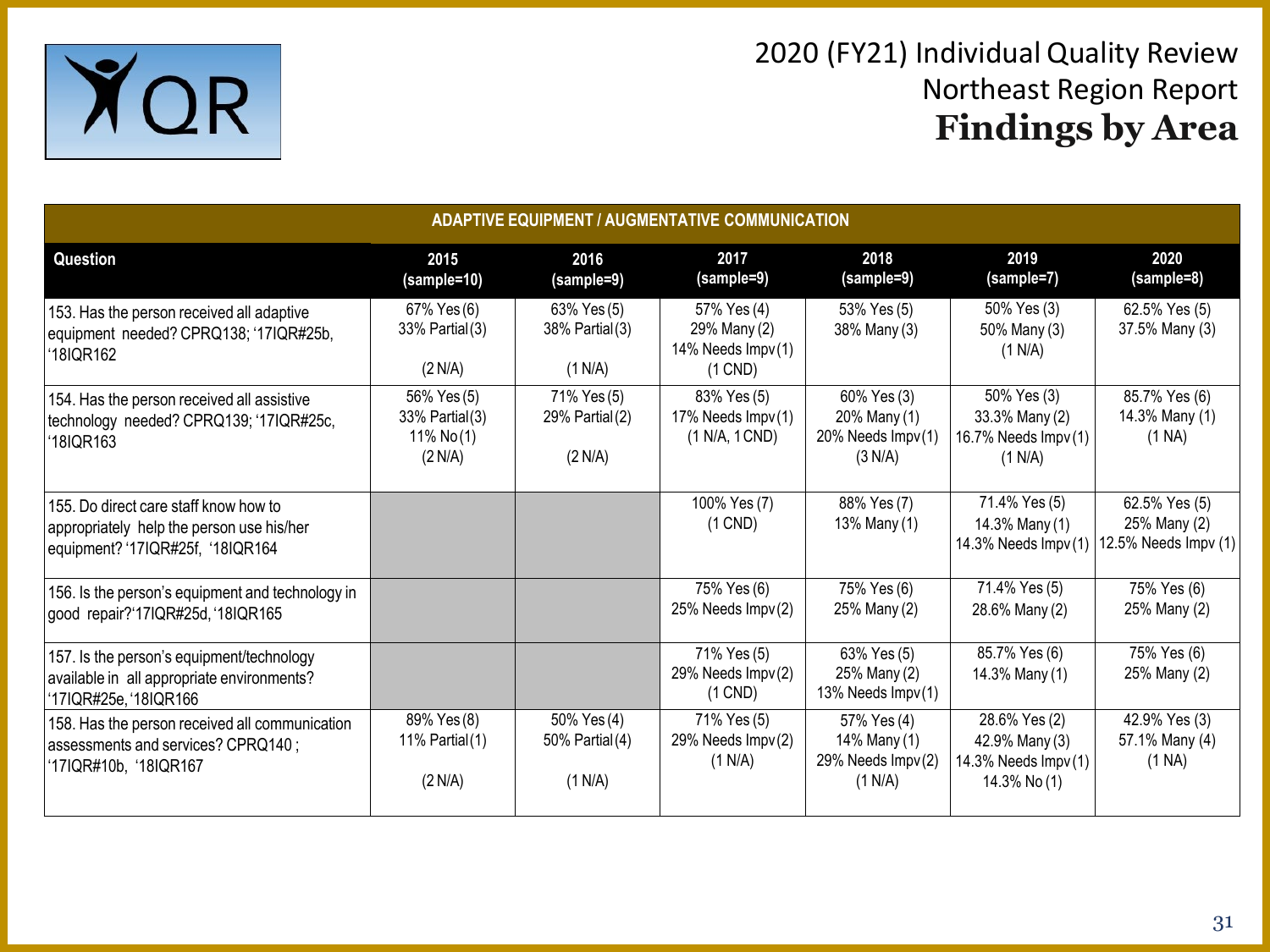# 2020 (FY21) Individual Quality Review
## Northeast Region Report
## **Findings by Area**

| ADAPTIVE EQUIPMENT / AUGMENTATIVE COMMUNICATION | | | | | | |
|---|---|---|---|---|---|---|
| **Question** | **2015 (sample=10)** | **2016 (sample=9)** | **2017 (sample=9)** | **2018 (sample=9)** | **2019 (sample=7)** | **2020 (sample=8)** |
| 153. Has the person received all adaptive equipment needed? CPRQ138; '17IQR#25b, '18IQR162 | 67% Yes (6)<br>33% Partial (3)<br><br>(2 N/A) | 63% Yes (5)<br>38% Partial (3)<br><br>(1 N/A) | 57% Yes (4)<br>29% Many (2)<br>14% Needs Impv (1)<br>(1 CND) | 53% Yes (5)<br>38% Many (3) | 50% Yes (3)<br>50% Many (3)<br>(1 N/A) | 62.5% Yes (5)<br>37.5% Many (3) |
| 154. Has the person received all assistive technology needed? CPRQ139; '17IQR#25c, '18IQR163 | 56% Yes (5)<br>33% Partial (3)<br>11% No (1)<br>(2 N/A) | 71% Yes (5)<br>29% Partial (2)<br><br>(2 N/A) | 83% Yes (5)<br>17% Needs Impv (1)<br>(1 N/A, 1 CND) | 60% Yes (3)<br>20% Many (1)<br>20% Needs Impv (1)<br>(3 N/A) | 50% Yes (3)<br>33.3% Many (2)<br>16.7% Needs Impv (1)<br>(1 N/A) | 85.7% Yes (6)<br>14.3% Many (1)<br>(1 NA) |
| 155. Do direct care staff know how to appropriately help the person use his/her equipment? '17IQR#25f, '18IQR164 | | | 100% Yes (7)<br>(1 CND) | 88% Yes (7)<br>13% Many (1) | 71.4% Yes (5)<br>14.3% Many (1)<br>14.3% Needs Impv (1) | 62.5% Yes (5)<br>25% Many (2)<br>12.5% Needs Impv (1) |
| 156. Is the person's equipment and technology in good repair?'17IQR#25d, '18IQR165 | | | 75% Yes (6)<br>25% Needs Impv (2) | 75% Yes (6)<br>25% Many (2) | 71.4% Yes (5)<br>28.6% Many (2) | 75% Yes (6)<br>25% Many (2) |
| 157. Is the person's equipment/technology available in all appropriate environments? '17IQR#25e, '18IQR166 | | | 71% Yes (5)<br>29% Needs Impv (2)<br>(1 CND) | 63% Yes (5)<br>25% Many (2)<br>13% Needs Impv (1) | 85.7% Yes (6)<br>14.3% Many (1) | 75% Yes (6)<br>25% Many (2) |
| 158. Has the person received all communication assessments and services? CPRQ140 ; '17IQR#10b, '18IQR167 | 89% Yes (8)<br>11% Partial (1)<br><br>(2 N/A) | 50% Yes (4)<br>50% Partial (4)<br><br>(1 N/A) | 71% Yes (5)<br>29% Needs Impv (2)<br>(1 N/A) | 57% Yes (4)<br>14% Many (1)<br>29% Needs Impv (2)<br>(1 N/A) | 28.6% Yes (2)<br>42.9% Many (3)<br>14.3% Needs Impv (1)<br>14.3% No (1) | 42.9% Yes (3)<br>57.1% Many (4)<br>(1 NA) |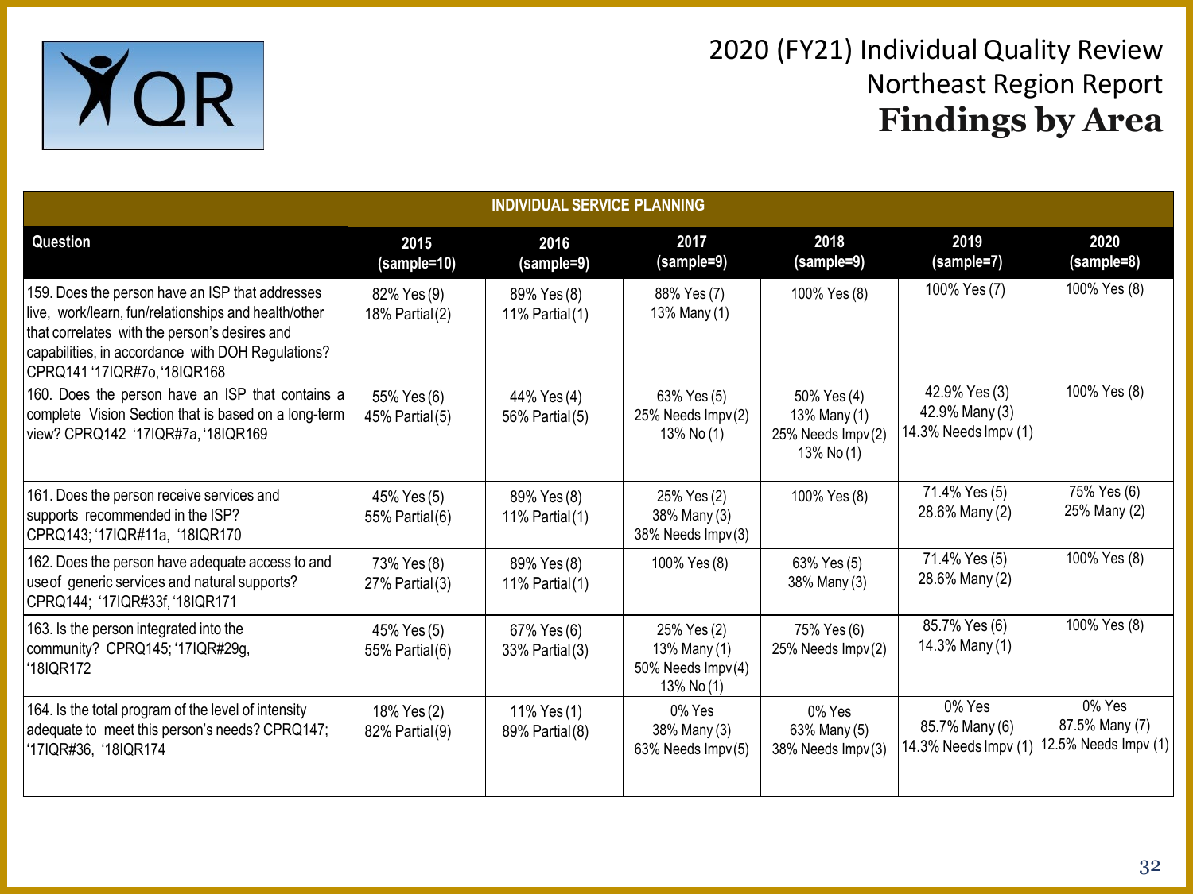# 2020 (FY21) Individual Quality Review
## Northeast Region Report
## **Findings by Area**

| INDIVIDUAL SERVICE PLANNING | | | | | | |
|---|---|---|---|---|---|---|
| **Question** | **2015 (sample=10)** | **2016 (sample=9)** | **2017 (sample=9)** | **2018 (sample=9)** | **2019 (sample=7)** | **2020 (sample=8)** |
| 159. Does the person have an ISP that addresses live, work/learn, fun/relationships and health/other that correlates with the person's desires and capabilities, in accordance with DOH Regulations? CPRQ141 '17IQR#7o, '18IQR168 | 82% Yes (9) 18% Partial (2) | 89% Yes (8) 11% Partial (1) | 88% Yes (7) 13% Many (1) | 100% Yes (8) | 100% Yes (7) | 100% Yes (8) |
| 160. Does the person have an ISP that contains a complete Vision Section that is based on a long-term view? CPRQ142 '17IQR#7a, '18IQR169 | 55% Yes (6) 45% Partial (5) | 44% Yes (4) 56% Partial (5) | 63% Yes (5) 25% Needs Impv (2) 13% No (1) | 50% Yes (4) 13% Many (1) 25% Needs Impv (2) 13% No (1) | 42.9% Yes (3) 42.9% Many (3) 14.3% Needs Impv (1) | 100% Yes (8) |
| 161. Does the person receive services and supports recommended in the ISP? CPRQ143; '17IQR#11a, '18IQR170 | 45% Yes (5) 55% Partial (6) | 89% Yes (8) 11% Partial (1) | 25% Yes (2) 38% Many (3) 38% Needs Impv (3) | 100% Yes (8) | 71.4% Yes (5) 28.6% Many (2) | 75% Yes (6) 25% Many (2) |
| 162. Does the person have adequate access to and use of generic services and natural supports? CPRQ144; '17IQR#33f, '18IQR171 | 73% Yes (8) 27% Partial (3) | 89% Yes (8) 11% Partial (1) | 100% Yes (8) | 63% Yes (5) 38% Many (3) | 71.4% Yes (5) 28.6% Many (2) | 100% Yes (8) |
| 163. Is the person integrated into the community? CPRQ145; '17IQR#29g, '18IQR172 | 45% Yes (5) 55% Partial (6) | 67% Yes (6) 33% Partial (3) | 25% Yes (2) 13% Many (1) 50% Needs Impv (4) 13% No (1) | 75% Yes (6) 25% Needs Impv (2) | 85.7% Yes (6) 14.3% Many (1) | 100% Yes (8) |
| 164. Is the total program of the level of intensity adequate to meet this person's needs? CPRQ147; '17IQR#36, '18IQR174 | 18% Yes (2) 82% Partial (9) | 11% Yes (1) 89% Partial (8) | 0% Yes 38% Many (3) 63% Needs Impv (5) | 0% Yes 63% Many (5) 38% Needs Impv (3) | 0% Yes 85.7% Many (6) 14.3% Needs Impv (1) | 0% Yes 87.5% Many (7) 12.5% Needs Impv (1) |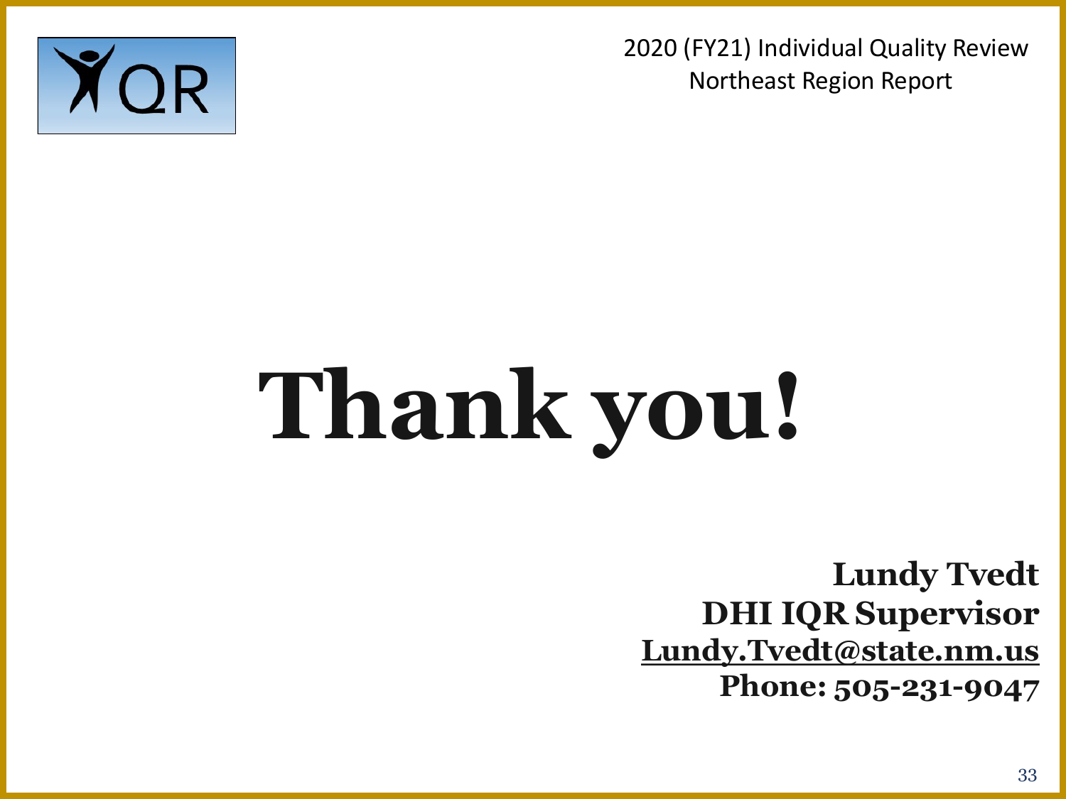# Thank you!

**Lundy Tvedt**
**DHI IQR Supervisor**
**Lundy.Tvedt@state.nm.us**
**Phone: 505-231-9047**